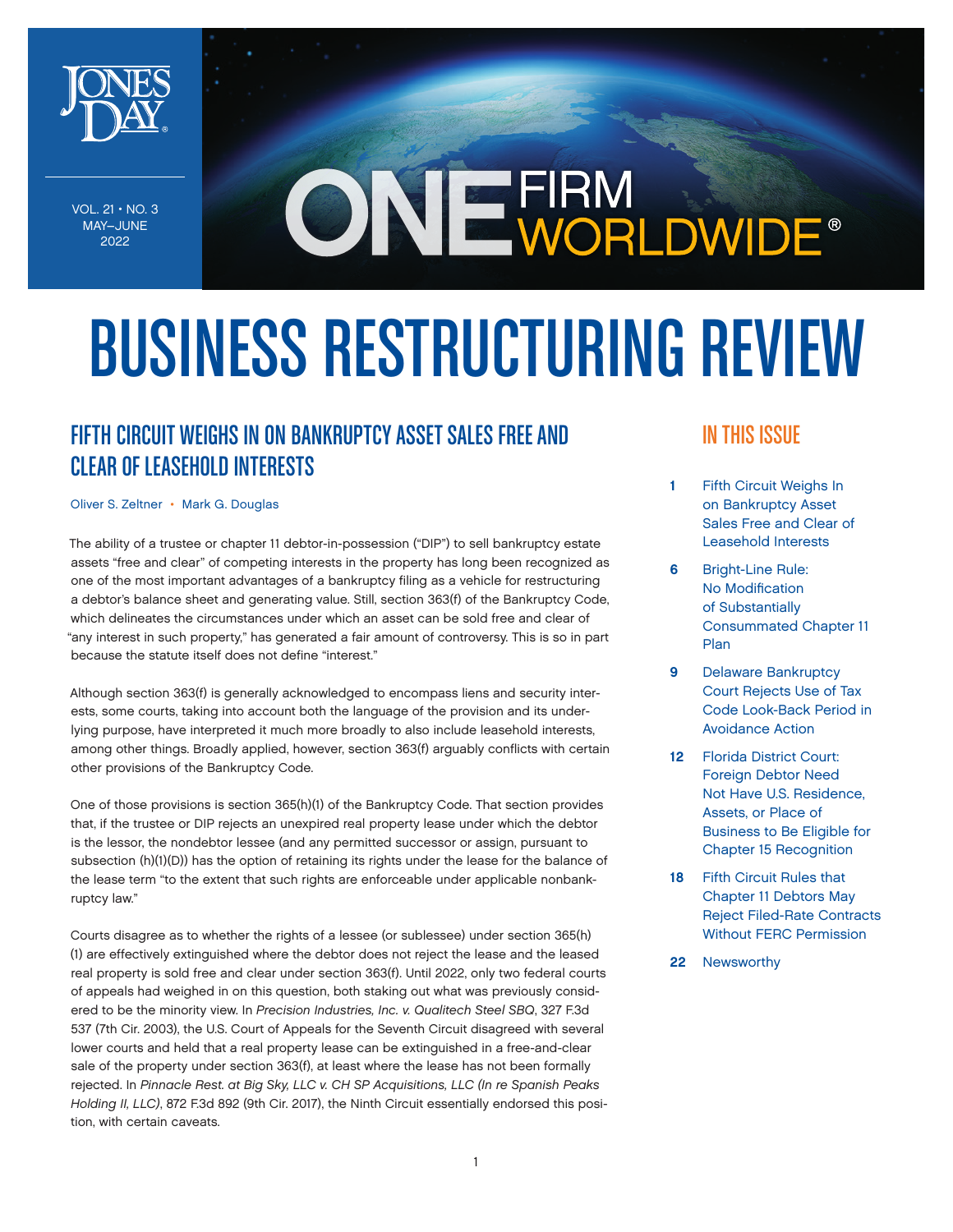VOL. 21 • NO. 3
MAY–JUNE
2022

# BUSINESS RESTRUCTURING REVIEW

## IN THIS ISSUE

1 Fifth Circuit Weighs In on Bankruptcy Asset Sales Free and Clear of Leasehold Interests

6 Bright-Line Rule: No Modification of Substantially Consummated Chapter 11 Plan

9 Delaware Bankruptcy Court Rejects Use of Tax Code Look-Back Period in Avoidance Action

12 Florida District Court: Foreign Debtor Need Not Have U.S. Residence, Assets, or Place of Business to Be Eligible for Chapter 15 Recognition

18 Fifth Circuit Rules that Chapter 11 Debtors May Reject Filed-Rate Contracts Without FERC Permission

22 Newsworthy

## FIFTH CIRCUIT WEIGHS IN ON BANKRUPTCY ASSET SALES FREE AND CLEAR OF LEASEHOLD INTERESTS

Oliver S. Zeltner • Mark G. Douglas

The ability of a trustee or chapter 11 debtor-in-possession ("DIP") to sell bankruptcy estate assets "free and clear" of competing interests in the property has long been recognized as one of the most important advantages of a bankruptcy filing as a vehicle for restructuring a debtor's balance sheet and generating value. Still, section 363(f) of the Bankruptcy Code, which delineates the circumstances under which an asset can be sold free and clear of "any interest in such property," has generated a fair amount of controversy. This is so in part because the statute itself does not define "interest."

Although section 363(f) is generally acknowledged to encompass liens and security interests, some courts, taking into account both the language of the provision and its underlying purpose, have interpreted it much more broadly to also include leasehold interests, among other things. Broadly applied, however, section 363(f) arguably conflicts with certain other provisions of the Bankruptcy Code.

One of those provisions is section 365(h)(1) of the Bankruptcy Code. That section provides that, if the trustee or DIP rejects an unexpired real property lease under which the debtor is the lessor, the nondebtor lessee (and any permitted successor or assign, pursuant to subsection (h)(1)(D)) has the option of retaining its rights under the lease for the balance of the lease term "to the extent that such rights are enforceable under applicable nonbankruptcy law."

Courts disagree as to whether the rights of a lessee (or sublessee) under section 365(h)(1) are effectively extinguished where the debtor does not reject the lease and the leased real property is sold free and clear under section 363(f). Until 2022, only two federal courts of appeals had weighed in on this question, both staking out what was previously considered to be the minority view. In *Precision Industries, Inc. v. Qualitech Steel SBQ*, 327 F.3d 537 (7th Cir. 2003), the U.S. Court of Appeals for the Seventh Circuit disagreed with several lower courts and held that a real property lease can be extinguished in a free-and-clear sale of the property under section 363(f), at least where the lease has not been formally rejected. In *Pinnacle Rest. at Big Sky, LLC v. CH SP Acquisitions, LLC (In re Spanish Peaks Holding II, LLC)*, 872 F.3d 892 (9th Cir. 2017), the Ninth Circuit essentially endorsed this position, with certain caveats.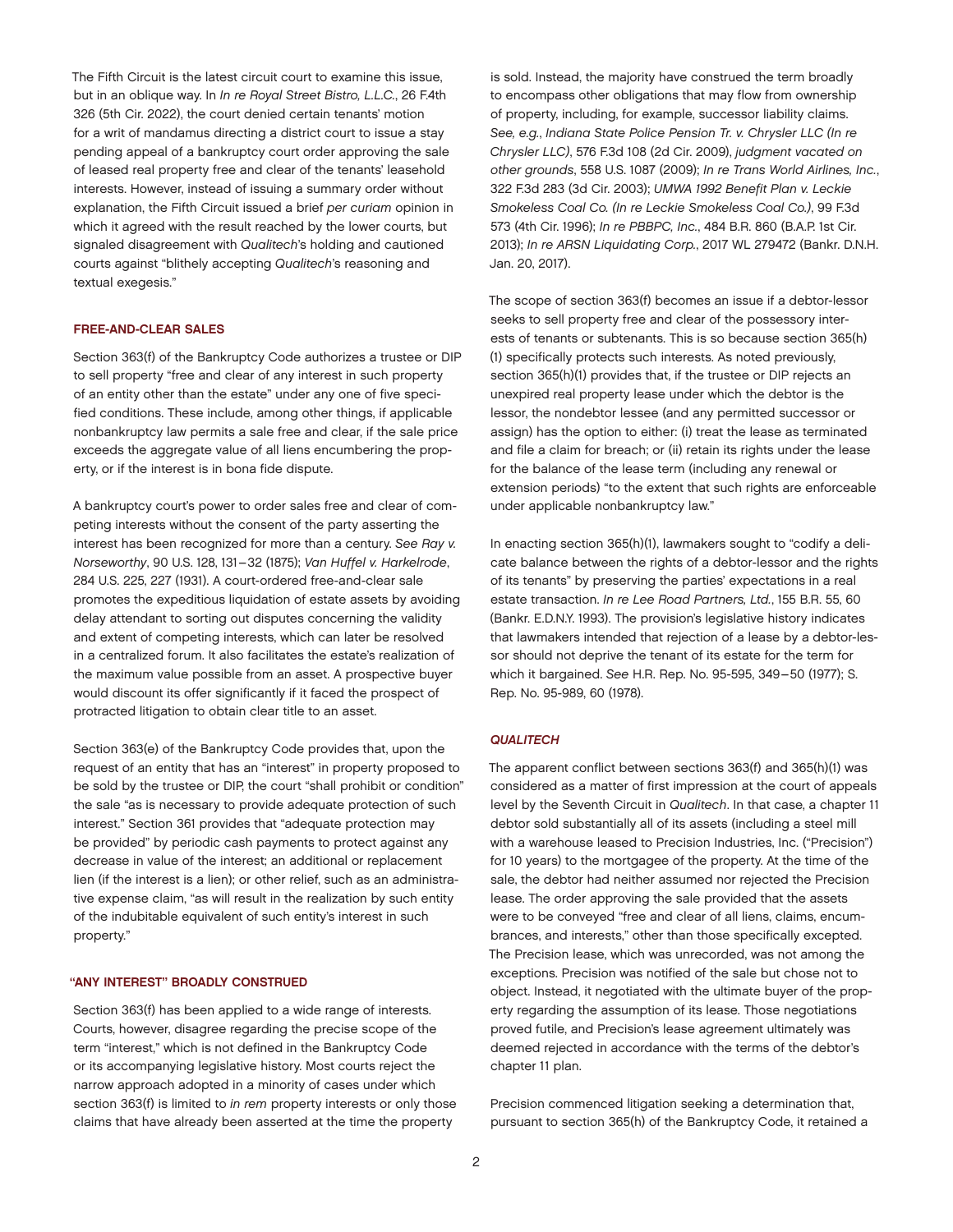The Fifth Circuit is the latest circuit court to examine this issue, but in an oblique way. In *In re Royal Street Bistro, L.L.C.*, 26 F.4th 326 (5th Cir. 2022), the court denied certain tenants' motion for a writ of mandamus directing a district court to issue a stay pending appeal of a bankruptcy court order approving the sale of leased real property free and clear of the tenants' leasehold interests. However, instead of issuing a summary order without explanation, the Fifth Circuit issued a brief *per curiam* opinion in which it agreed with the result reached by the lower courts, but signaled disagreement with *Qualitech*'s holding and cautioned courts against "blithely accepting *Qualitech*'s reasoning and textual exegesis."

## FREE-AND-CLEAR SALES

Section 363(f) of the Bankruptcy Code authorizes a trustee or DIP to sell property "free and clear of any interest in such property of an entity other than the estate" under any one of five specified conditions. These include, among other things, if applicable nonbankruptcy law permits a sale free and clear, if the sale price exceeds the aggregate value of all liens encumbering the property, or if the interest is in bona fide dispute.

A bankruptcy court's power to order sales free and clear of competing interests without the consent of the party asserting the interest has been recognized for more than a century. *See Ray v. Norseworthy*, 90 U.S. 128, 131–32 (1875); *Van Huffel v. Harkelrode*, 284 U.S. 225, 227 (1931). A court-ordered free-and-clear sale promotes the expeditious liquidation of estate assets by avoiding delay attendant to sorting out disputes concerning the validity and extent of competing interests, which can later be resolved in a centralized forum. It also facilitates the estate's realization of the maximum value possible from an asset. A prospective buyer would discount its offer significantly if it faced the prospect of protracted litigation to obtain clear title to an asset.

Section 363(e) of the Bankruptcy Code provides that, upon the request of an entity that has an "interest" in property proposed to be sold by the trustee or DIP, the court "shall prohibit or condition" the sale "as is necessary to provide adequate protection of such interest." Section 361 provides that "adequate protection may be provided" by periodic cash payments to protect against any decrease in value of the interest; an additional or replacement lien (if the interest is a lien); or other relief, such as an administrative expense claim, "as will result in the realization by such entity of the indubitable equivalent of such entity's interest in such property."

## "ANY INTEREST" BROADLY CONSTRUED

Section 363(f) has been applied to a wide range of interests. Courts, however, disagree regarding the precise scope of the term "interest," which is not defined in the Bankruptcy Code or its accompanying legislative history. Most courts reject the narrow approach adopted in a minority of cases under which section 363(f) is limited to *in rem* property interests or only those claims that have already been asserted at the time the property is sold. Instead, the majority have construed the term broadly to encompass other obligations that may flow from ownership of property, including, for example, successor liability claims. *See, e.g.*, *Indiana State Police Pension Tr. v. Chrysler LLC (In re Chrysler LLC)*, 576 F.3d 108 (2d Cir. 2009), *judgment vacated on other grounds*, 558 U.S. 1087 (2009); *In re Trans World Airlines, Inc.*, 322 F.3d 283 (3d Cir. 2003); *UMWA 1992 Benefit Plan v. Leckie Smokeless Coal Co. (In re Leckie Smokeless Coal Co.)*, 99 F.3d 573 (4th Cir. 1996); *In re PBBPC, Inc.*, 484 B.R. 860 (B.A.P. 1st Cir. 2013); *In re ARSN Liquidating Corp.*, 2017 WL 279472 (Bankr. D.N.H. Jan. 20, 2017).

The scope of section 363(f) becomes an issue if a debtor-lessor seeks to sell property free and clear of the possessory interests of tenants or subtenants. This is so because section 365(h)(1) specifically protects such interests. As noted previously, section 365(h)(1) provides that, if the trustee or DIP rejects an unexpired real property lease under which the debtor is the lessor, the nondebtor lessee (and any permitted successor or assign) has the option to either: (i) treat the lease as terminated and file a claim for breach; or (ii) retain its rights under the lease for the balance of the lease term (including any renewal or extension periods) "to the extent that such rights are enforceable under applicable nonbankruptcy law."

In enacting section 365(h)(1), lawmakers sought to "codify a delicate balance between the rights of a debtor-lessor and the rights of its tenants" by preserving the parties' expectations in a real estate transaction. *In re Lee Road Partners, Ltd.*, 155 B.R. 55, 60 (Bankr. E.D.N.Y. 1993). The provision's legislative history indicates that lawmakers intended that rejection of a lease by a debtor-lessor should not deprive the tenant of its estate for the term for which it bargained. *See* H.R. Rep. No. 95-595, 349–50 (1977); S. Rep. No. 95-989, 60 (1978).

## *QUALITECH*

The apparent conflict between sections 363(f) and 365(h)(1) was considered as a matter of first impression at the court of appeals level by the Seventh Circuit in *Qualitech*. In that case, a chapter 11 debtor sold substantially all of its assets (including a steel mill with a warehouse leased to Precision Industries, Inc. ("Precision") for 10 years) to the mortgagee of the property. At the time of the sale, the debtor had neither assumed nor rejected the Precision lease. The order approving the sale provided that the assets were to be conveyed "free and clear of all liens, claims, encumbrances, and interests," other than those specifically excepted. The Precision lease, which was unrecorded, was not among the exceptions. Precision was notified of the sale but chose not to object. Instead, it negotiated with the ultimate buyer of the property regarding the assumption of its lease. Those negotiations proved futile, and Precision's lease agreement ultimately was deemed rejected in accordance with the terms of the debtor's chapter 11 plan.

Precision commenced litigation seeking a determination that, pursuant to section 365(h) of the Bankruptcy Code, it retained a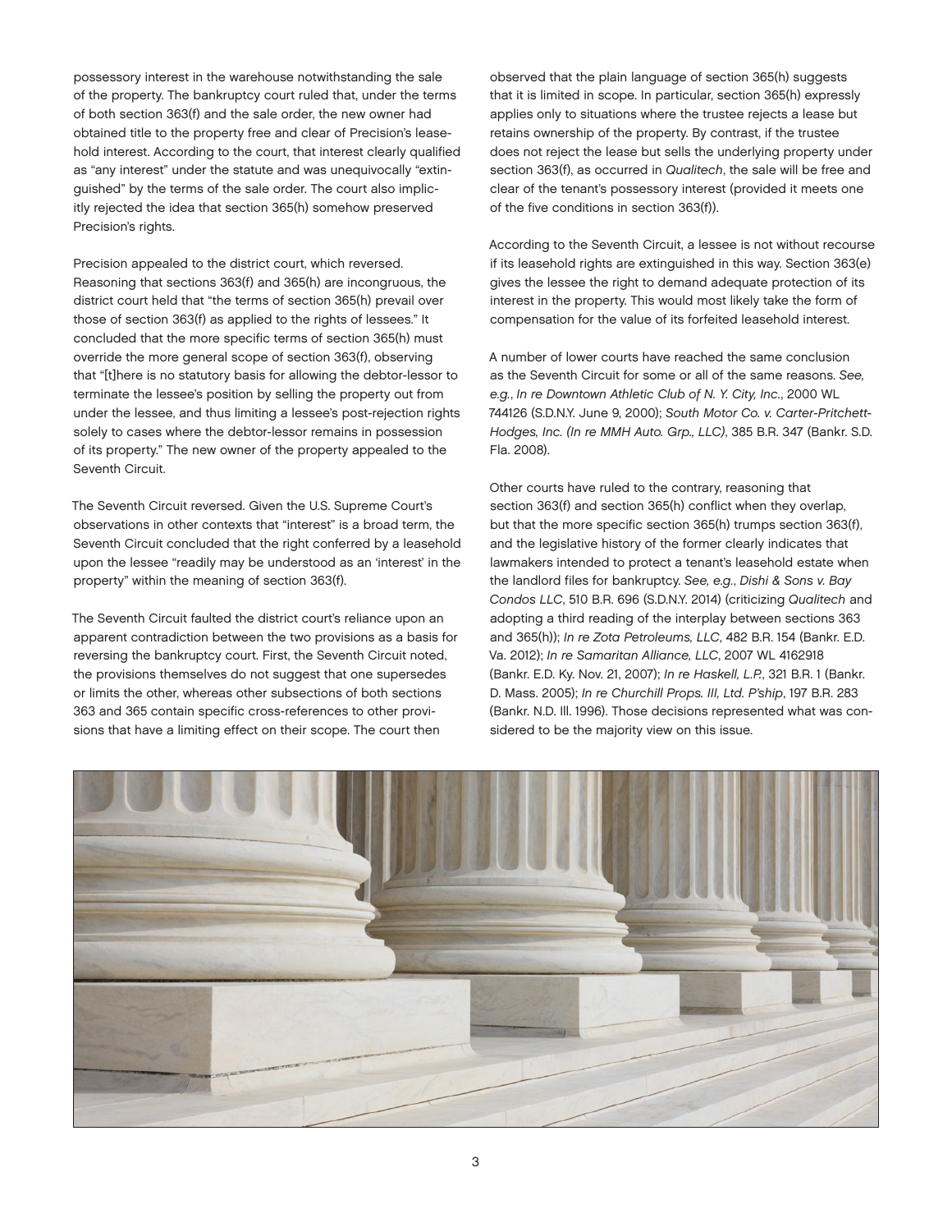possessory interest in the warehouse notwithstanding the sale of the property. The bankruptcy court ruled that, under the terms of both section 363(f) and the sale order, the new owner had obtained title to the property free and clear of Precision's leasehold interest. According to the court, that interest clearly qualified as "any interest" under the statute and was unequivocally "extinguished" by the terms of the sale order. The court also implicitly rejected the idea that section 365(h) somehow preserved Precision's rights.

Precision appealed to the district court, which reversed. Reasoning that sections 363(f) and 365(h) are incongruous, the district court held that "the terms of section 365(h) prevail over those of section 363(f) as applied to the rights of lessees." It concluded that the more specific terms of section 365(h) must override the more general scope of section 363(f), observing that "[t]here is no statutory basis for allowing the debtor-lessor to terminate the lessee's position by selling the property out from under the lessee, and thus limiting a lessee's post-rejection rights solely to cases where the debtor-lessor remains in possession of its property." The new owner of the property appealed to the Seventh Circuit.

The Seventh Circuit reversed. Given the U.S. Supreme Court's observations in other contexts that "interest" is a broad term, the Seventh Circuit concluded that the right conferred by a leasehold upon the lessee "readily may be understood as an 'interest' in the property" within the meaning of section 363(f).

The Seventh Circuit faulted the district court's reliance upon an apparent contradiction between the two provisions as a basis for reversing the bankruptcy court. First, the Seventh Circuit noted, the provisions themselves do not suggest that one supersedes or limits the other, whereas other subsections of both sections 363 and 365 contain specific cross-references to other provisions that have a limiting effect on their scope. The court then observed that the plain language of section 365(h) suggests that it is limited in scope. In particular, section 365(h) expressly applies only to situations where the trustee rejects a lease but retains ownership of the property. By contrast, if the trustee does not reject the lease but sells the underlying property under section 363(f), as occurred in *Qualitech*, the sale will be free and clear of the tenant's possessory interest (provided it meets one of the five conditions in section 363(f)).

According to the Seventh Circuit, a lessee is not without recourse if its leasehold rights are extinguished in this way. Section 363(e) gives the lessee the right to demand adequate protection of its interest in the property. This would most likely take the form of compensation for the value of its forfeited leasehold interest.

A number of lower courts have reached the same conclusion as the Seventh Circuit for some or all of the same reasons. *See, e.g.*, *In re Downtown Athletic Club of N. Y. City, Inc.*, 2000 WL 744126 (S.D.N.Y. June 9, 2000); *South Motor Co. v. Carter-Pritchett-Hodges, Inc. (In re MMH Auto. Grp., LLC)*, 385 B.R. 347 (Bankr. S.D. Fla. 2008).

Other courts have ruled to the contrary, reasoning that section 363(f) and section 365(h) conflict when they overlap, but that the more specific section 365(h) trumps section 363(f), and the legislative history of the former clearly indicates that lawmakers intended to protect a tenant's leasehold estate when the landlord files for bankruptcy. *See, e.g.*, *Dishi & Sons v. Bay Condos LLC*, 510 B.R. 696 (S.D.N.Y. 2014) (criticizing *Qualitech* and adopting a third reading of the interplay between sections 363 and 365(h)); *In re Zota Petroleums, LLC*, 482 B.R. 154 (Bankr. E.D. Va. 2012); *In re Samaritan Alliance, LLC*, 2007 WL 4162918 (Bankr. E.D. Ky. Nov. 21, 2007); *In re Haskell, L.P.*, 321 B.R. 1 (Bankr. D. Mass. 2005); *In re Churchill Props. III, Ltd. P'ship*, 197 B.R. 283 (Bankr. N.D. Ill. 1996). Those decisions represented what was considered to be the majority view on this issue.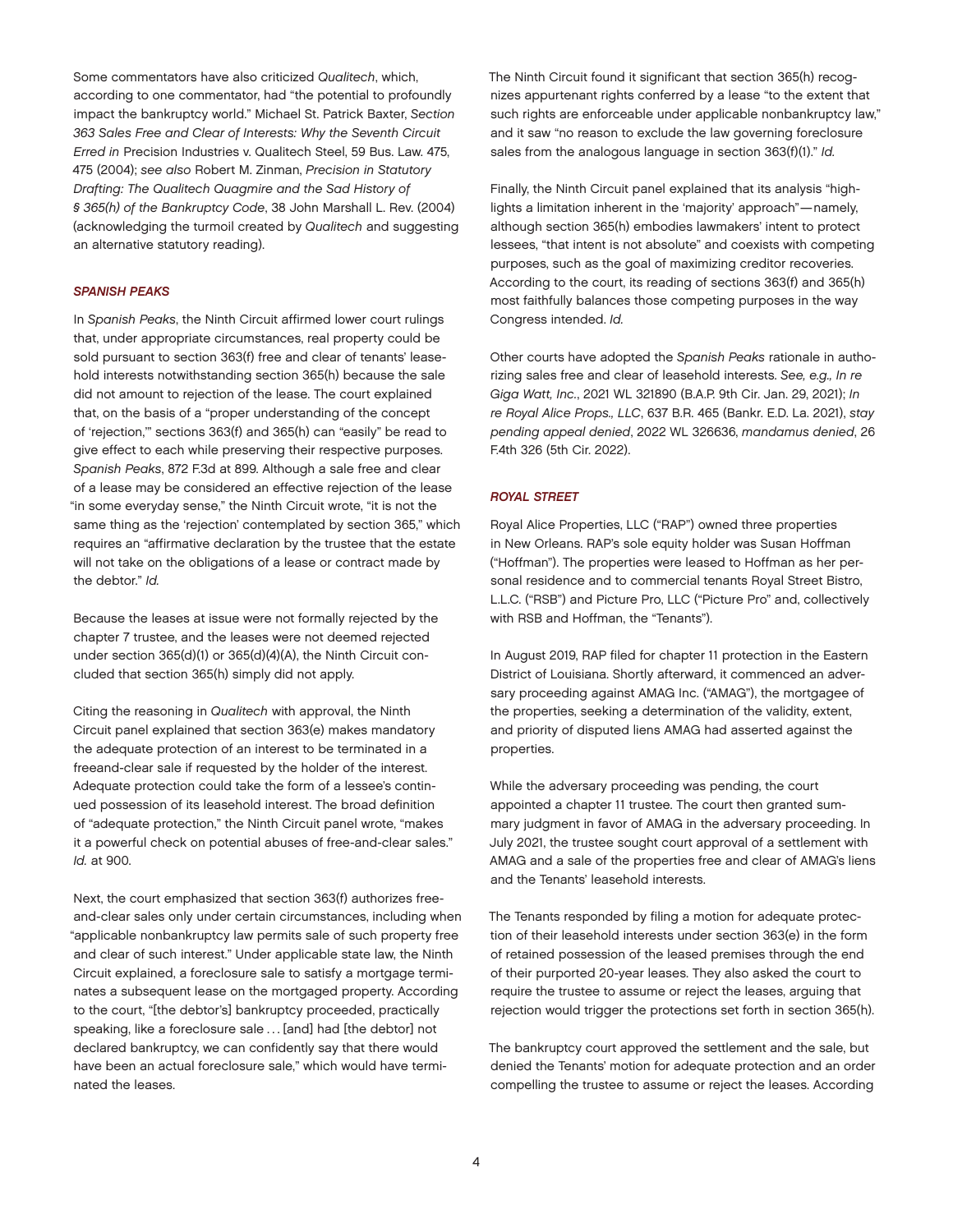Some commentators have also criticized *Qualitech*, which, according to one commentator, had "the potential to profoundly impact the bankruptcy world." Michael St. Patrick Baxter, *Section 363 Sales Free and Clear of Interests: Why the Seventh Circuit Erred in* Precision Industries v. Qualitech Steel, 59 Bus. Law. 475, 475 (2004); *see also* Robert M. Zinman, *Precision in Statutory Drafting: The Qualitech Quagmire and the Sad History of § 365(h) of the Bankruptcy Code*, 38 John Marshall L. Rev. (2004) (acknowledging the turmoil created by *Qualitech* and suggesting an alternative statutory reading).

### *SPANISH PEAKS*

In *Spanish Peaks*, the Ninth Circuit affirmed lower court rulings that, under appropriate circumstances, real property could be sold pursuant to section 363(f) free and clear of tenants' leasehold interests notwithstanding section 365(h) because the sale did not amount to rejection of the lease. The court explained that, on the basis of a "proper understanding of the concept of 'rejection,'" sections 363(f) and 365(h) can "easily" be read to give effect to each while preserving their respective purposes. *Spanish Peaks*, 872 F.3d at 899. Although a sale free and clear of a lease may be considered an effective rejection of the lease "in some everyday sense," the Ninth Circuit wrote, "it is not the same thing as the 'rejection' contemplated by section 365," which requires an "affirmative declaration by the trustee that the estate will not take on the obligations of a lease or contract made by the debtor." *Id.*

Because the leases at issue were not formally rejected by the chapter 7 trustee, and the leases were not deemed rejected under section 365(d)(1) or 365(d)(4)(A), the Ninth Circuit concluded that section 365(h) simply did not apply.

Citing the reasoning in *Qualitech* with approval, the Ninth Circuit panel explained that section 363(e) makes mandatory the adequate protection of an interest to be terminated in a freeand-clear sale if requested by the holder of the interest. Adequate protection could take the form of a lessee's continued possession of its leasehold interest. The broad definition of "adequate protection," the Ninth Circuit panel wrote, "makes it a powerful check on potential abuses of free-and-clear sales." *Id.* at 900.

Next, the court emphasized that section 363(f) authorizes free-and-clear sales only under certain circumstances, including when "applicable nonbankruptcy law permits sale of such property free and clear of such interest." Under applicable state law, the Ninth Circuit explained, a foreclosure sale to satisfy a mortgage terminates a subsequent lease on the mortgaged property. According to the court, "[the debtor's] bankruptcy proceeded, practically speaking, like a foreclosure sale . . . [and] had [the debtor] not declared bankruptcy, we can confidently say that there would have been an actual foreclosure sale," which would have terminated the leases.

The Ninth Circuit found it significant that section 365(h) recognizes appurtenant rights conferred by a lease "to the extent that such rights are enforceable under applicable nonbankruptcy law," and it saw "no reason to exclude the law governing foreclosure sales from the analogous language in section 363(f)(1)." *Id.*

Finally, the Ninth Circuit panel explained that its analysis "highlights a limitation inherent in the 'majority' approach"—namely, although section 365(h) embodies lawmakers' intent to protect lessees, "that intent is not absolute" and coexists with competing purposes, such as the goal of maximizing creditor recoveries. According to the court, its reading of sections 363(f) and 365(h) most faithfully balances those competing purposes in the way Congress intended. *Id.*

Other courts have adopted the *Spanish Peaks* rationale in authorizing sales free and clear of leasehold interests. *See, e.g., In re Giga Watt, Inc.*, 2021 WL 321890 (B.A.P. 9th Cir. Jan. 29, 2021); *In re Royal Alice Props., LLC*, 637 B.R. 465 (Bankr. E.D. La. 2021), *stay pending appeal denied*, 2022 WL 326636, *mandamus denied*, 26 F.4th 326 (5th Cir. 2022).

### *ROYAL STREET*

Royal Alice Properties, LLC ("RAP") owned three properties in New Orleans. RAP's sole equity holder was Susan Hoffman ("Hoffman"). The properties were leased to Hoffman as her personal residence and to commercial tenants Royal Street Bistro, L.L.C. ("RSB") and Picture Pro, LLC ("Picture Pro" and, collectively with RSB and Hoffman, the "Tenants").

In August 2019, RAP filed for chapter 11 protection in the Eastern District of Louisiana. Shortly afterward, it commenced an adversary proceeding against AMAG Inc. ("AMAG"), the mortgagee of the properties, seeking a determination of the validity, extent, and priority of disputed liens AMAG had asserted against the properties.

While the adversary proceeding was pending, the court appointed a chapter 11 trustee. The court then granted summary judgment in favor of AMAG in the adversary proceeding. In July 2021, the trustee sought court approval of a settlement with AMAG and a sale of the properties free and clear of AMAG's liens and the Tenants' leasehold interests.

The Tenants responded by filing a motion for adequate protection of their leasehold interests under section 363(e) in the form of retained possession of the leased premises through the end of their purported 20-year leases. They also asked the court to require the trustee to assume or reject the leases, arguing that rejection would trigger the protections set forth in section 365(h).

The bankruptcy court approved the settlement and the sale, but denied the Tenants' motion for adequate protection and an order compelling the trustee to assume or reject the leases. According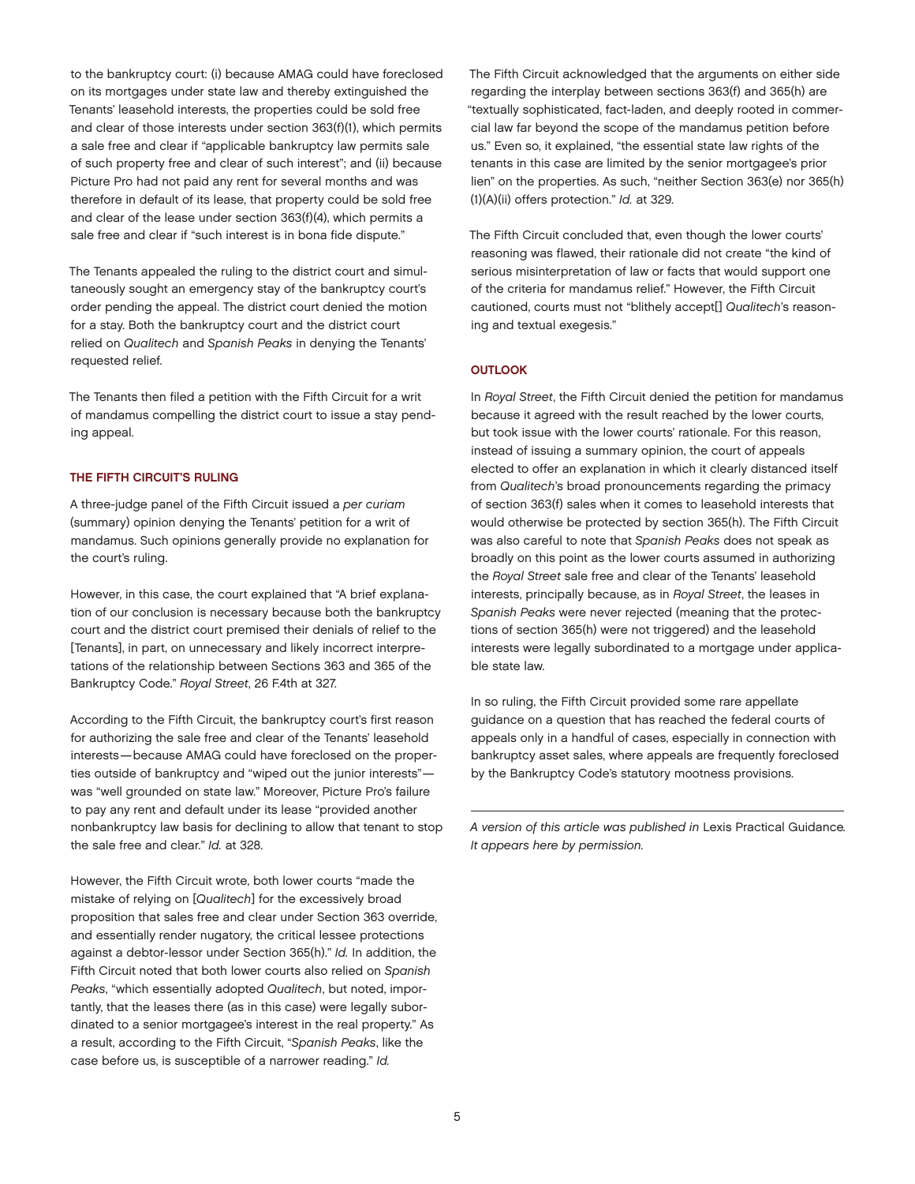to the bankruptcy court: (i) because AMAG could have foreclosed on its mortgages under state law and thereby extinguished the Tenants' leasehold interests, the properties could be sold free and clear of those interests under section 363(f)(1), which permits a sale free and clear if "applicable bankruptcy law permits sale of such property free and clear of such interest"; and (ii) because Picture Pro had not paid any rent for several months and was therefore in default of its lease, that property could be sold free and clear of the lease under section 363(f)(4), which permits a sale free and clear if "such interest is in bona fide dispute."

The Tenants appealed the ruling to the district court and simultaneously sought an emergency stay of the bankruptcy court's order pending the appeal. The district court denied the motion for a stay. Both the bankruptcy court and the district court relied on *Qualitech* and *Spanish Peaks* in denying the Tenants' requested relief.

The Tenants then filed a petition with the Fifth Circuit for a writ of mandamus compelling the district court to issue a stay pending appeal.

## THE FIFTH CIRCUIT'S RULING

A three-judge panel of the Fifth Circuit issued a *per curiam* (summary) opinion denying the Tenants' petition for a writ of mandamus. Such opinions generally provide no explanation for the court's ruling.

However, in this case, the court explained that "A brief explanation of our conclusion is necessary because both the bankruptcy court and the district court premised their denials of relief to the [Tenants], in part, on unnecessary and likely incorrect interpretations of the relationship between Sections 363 and 365 of the Bankruptcy Code." *Royal Street*, 26 F.4th at 327.

According to the Fifth Circuit, the bankruptcy court's first reason for authorizing the sale free and clear of the Tenants' leasehold interests—because AMAG could have foreclosed on the properties outside of bankruptcy and "wiped out the junior interests"—was "well grounded on state law." Moreover, Picture Pro's failure to pay any rent and default under its lease "provided another nonbankruptcy law basis for declining to allow that tenant to stop the sale free and clear." *Id.* at 328.

However, the Fifth Circuit wrote, both lower courts "made the mistake of relying on [*Qualitech*] for the excessively broad proposition that sales free and clear under Section 363 override, and essentially render nugatory, the critical lessee protections against a debtor-lessor under Section 365(h)." *Id.* In addition, the Fifth Circuit noted that both lower courts also relied on *Spanish Peaks*, "which essentially adopted *Qualitech*, but noted, importantly, that the leases there (as in this case) were legally subordinated to a senior mortgagee's interest in the real property." As a result, according to the Fifth Circuit, "*Spanish Peaks*, like the case before us, is susceptible of a narrower reading." *Id.*

The Fifth Circuit acknowledged that the arguments on either side regarding the interplay between sections 363(f) and 365(h) are "textually sophisticated, fact-laden, and deeply rooted in commercial law far beyond the scope of the mandamus petition before us." Even so, it explained, "the essential state law rights of the tenants in this case are limited by the senior mortgagee's prior lien" on the properties. As such, "neither Section 363(e) nor 365(h)(1)(A)(ii) offers protection." *Id.* at 329.

The Fifth Circuit concluded that, even though the lower courts' reasoning was flawed, their rationale did not create "the kind of serious misinterpretation of law or facts that would support one of the criteria for mandamus relief." However, the Fifth Circuit cautioned, courts must not "blithely accept[] *Qualitech*'s reasoning and textual exegesis."

## OUTLOOK

In *Royal Street*, the Fifth Circuit denied the petition for mandamus because it agreed with the result reached by the lower courts, but took issue with the lower courts' rationale. For this reason, instead of issuing a summary opinion, the court of appeals elected to offer an explanation in which it clearly distanced itself from *Qualitech*'s broad pronouncements regarding the primacy of section 363(f) sales when it comes to leasehold interests that would otherwise be protected by section 365(h). The Fifth Circuit was also careful to note that *Spanish Peaks* does not speak as broadly on this point as the lower courts assumed in authorizing the *Royal Street* sale free and clear of the Tenants' leasehold interests, principally because, as in *Royal Street*, the leases in *Spanish Peaks* were never rejected (meaning that the protections of section 365(h) were not triggered) and the leasehold interests were legally subordinated to a mortgage under applicable state law.

In so ruling, the Fifth Circuit provided some rare appellate guidance on a question that has reached the federal courts of appeals only in a handful of cases, especially in connection with bankruptcy asset sales, where appeals are frequently foreclosed by the Bankruptcy Code's statutory mootness provisions.

---

*A version of this article was published in* Lexis Practical Guidance*. It appears here by permission.*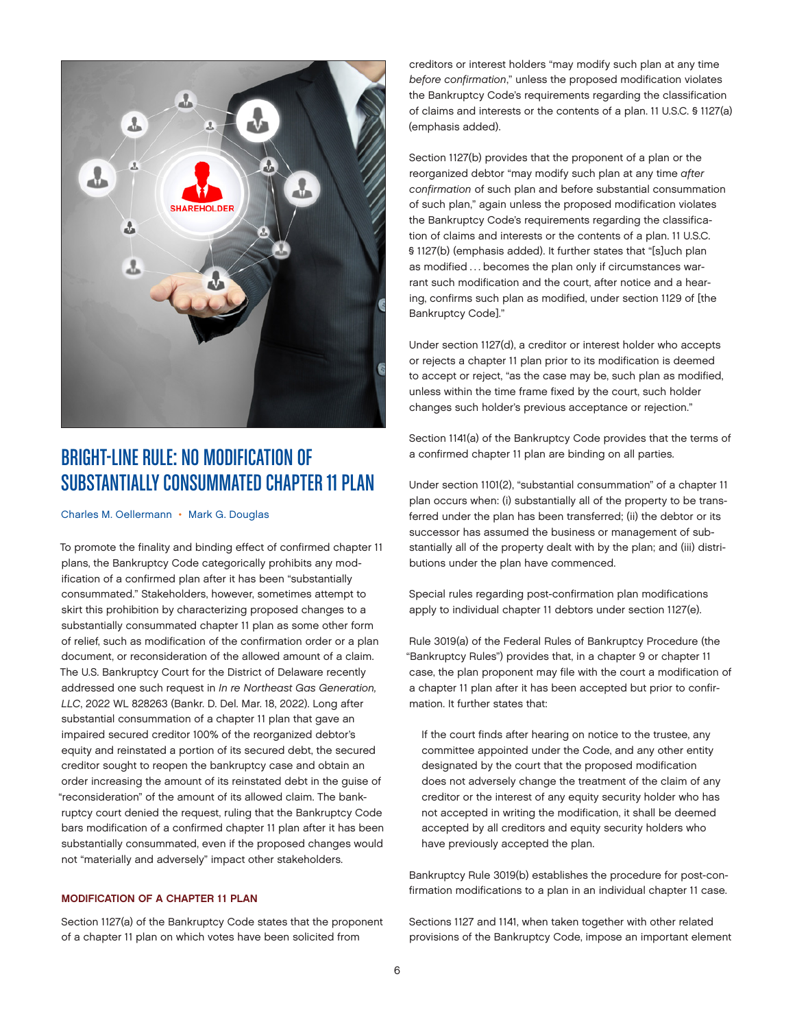# BRIGHT-LINE RULE: NO MODIFICATION OF SUBSTANTIALLY CONSUMMATED CHAPTER 11 PLAN

Charles M. Oellermann • Mark G. Douglas

To promote the finality and binding effect of confirmed chapter 11 plans, the Bankruptcy Code categorically prohibits any modification of a confirmed plan after it has been "substantially consummated." Stakeholders, however, sometimes attempt to skirt this prohibition by characterizing proposed changes to a substantially consummated chapter 11 plan as some other form of relief, such as modification of the confirmation order or a plan document, or reconsideration of the allowed amount of a claim. The U.S. Bankruptcy Court for the District of Delaware recently addressed one such request in *In re Northeast Gas Generation, LLC*, 2022 WL 828263 (Bankr. D. Del. Mar. 18, 2022). Long after substantial consummation of a chapter 11 plan that gave an impaired secured creditor 100% of the reorganized debtor's equity and reinstated a portion of its secured debt, the secured creditor sought to reopen the bankruptcy case and obtain an order increasing the amount of its reinstated debt in the guise of "reconsideration" of the amount of its allowed claim. The bankruptcy court denied the request, ruling that the Bankruptcy Code bars modification of a confirmed chapter 11 plan after it has been substantially consummated, even if the proposed changes would not "materially and adversely" impact other stakeholders.

## MODIFICATION OF A CHAPTER 11 PLAN

Section 1127(a) of the Bankruptcy Code states that the proponent of a chapter 11 plan on which votes have been solicited from creditors or interest holders "may modify such plan at any time *before confirmation*," unless the proposed modification violates the Bankruptcy Code's requirements regarding the classification of claims and interests or the contents of a plan. 11 U.S.C. § 1127(a) (emphasis added).

Section 1127(b) provides that the proponent of a plan or the reorganized debtor "may modify such plan at any time *after confirmation* of such plan and before substantial consummation of such plan," again unless the proposed modification violates the Bankruptcy Code's requirements regarding the classification of claims and interests or the contents of a plan. 11 U.S.C. § 1127(b) (emphasis added). It further states that "[s]uch plan as modified . . . becomes the plan only if circumstances warrant such modification and the court, after notice and a hearing, confirms such plan as modified, under section 1129 of [the Bankruptcy Code]."

Under section 1127(d), a creditor or interest holder who accepts or rejects a chapter 11 plan prior to its modification is deemed to accept or reject, "as the case may be, such plan as modified, unless within the time frame fixed by the court, such holder changes such holder's previous acceptance or rejection."

Section 1141(a) of the Bankruptcy Code provides that the terms of a confirmed chapter 11 plan are binding on all parties.

Under section 1101(2), "substantial consummation" of a chapter 11 plan occurs when: (i) substantially all of the property to be transferred under the plan has been transferred; (ii) the debtor or its successor has assumed the business or management of substantially all of the property dealt with by the plan; and (iii) distributions under the plan have commenced.

Special rules regarding post-confirmation plan modifications apply to individual chapter 11 debtors under section 1127(e).

Rule 3019(a) of the Federal Rules of Bankruptcy Procedure (the "Bankruptcy Rules") provides that, in a chapter 9 or chapter 11 case, the plan proponent may file with the court a modification of a chapter 11 plan after it has been accepted but prior to confirmation. It further states that:

> If the court finds after hearing on notice to the trustee, any committee appointed under the Code, and any other entity designated by the court that the proposed modification does not adversely change the treatment of the claim of any creditor or the interest of any equity security holder who has not accepted in writing the modification, it shall be deemed accepted by all creditors and equity security holders who have previously accepted the plan.

Bankruptcy Rule 3019(b) establishes the procedure for post-confirmation modifications to a plan in an individual chapter 11 case.

Sections 1127 and 1141, when taken together with other related provisions of the Bankruptcy Code, impose an important element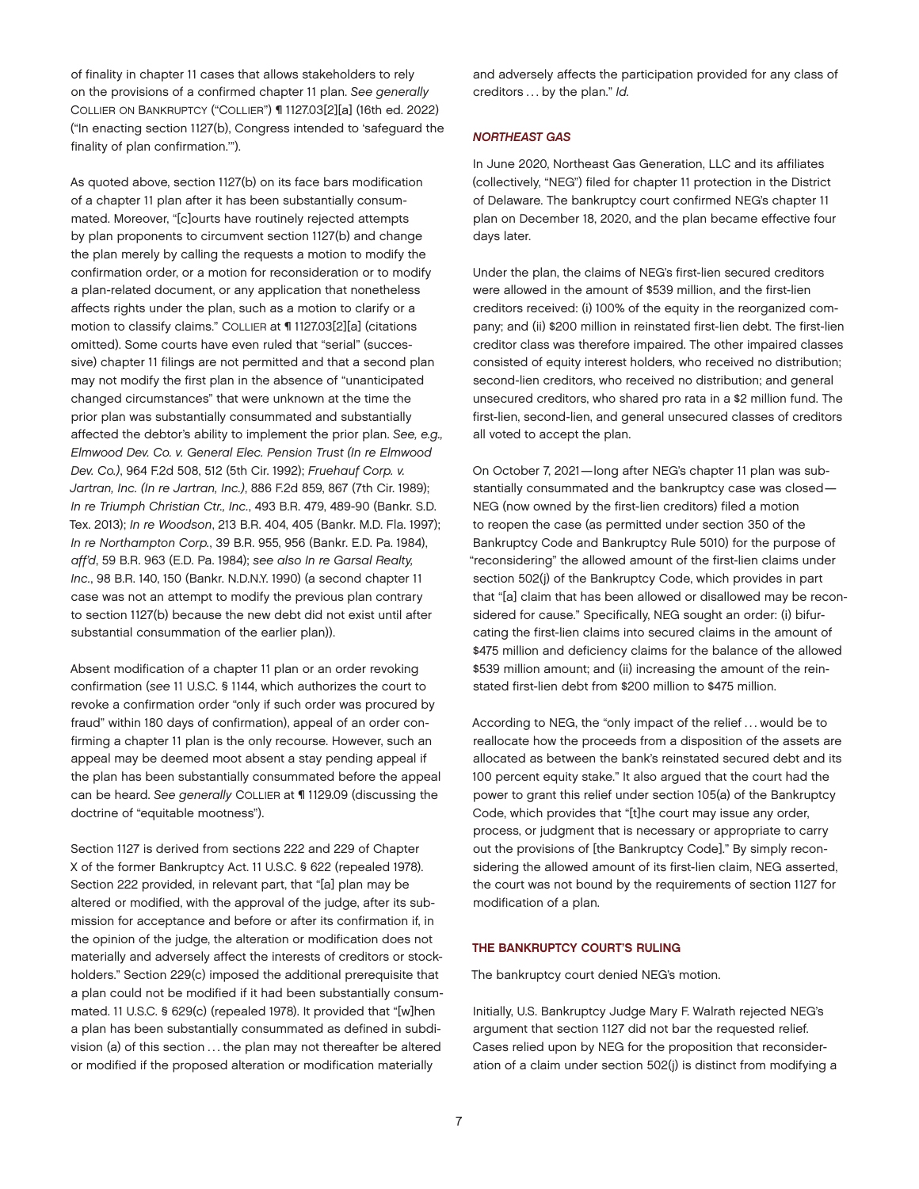of finality in chapter 11 cases that allows stakeholders to rely on the provisions of a confirmed chapter 11 plan. *See generally* Collier on Bankruptcy ("Collier") ¶ 1127.03[2][a] (16th ed. 2022) ("In enacting section 1127(b), Congress intended to 'safeguard the finality of plan confirmation.'").

As quoted above, section 1127(b) on its face bars modification of a chapter 11 plan after it has been substantially consummated. Moreover, "[c]ourts have routinely rejected attempts by plan proponents to circumvent section 1127(b) and change the plan merely by calling the requests a motion to modify the confirmation order, or a motion for reconsideration or to modify a plan-related document, or any application that nonetheless affects rights under the plan, such as a motion to clarify or a motion to classify claims." Collier at ¶ 1127.03[2][a] (citations omitted). Some courts have even ruled that "serial" (successive) chapter 11 filings are not permitted and that a second plan may not modify the first plan in the absence of "unanticipated changed circumstances" that were unknown at the time the prior plan was substantially consummated and substantially affected the debtor's ability to implement the prior plan. *See, e.g., Elmwood Dev. Co. v. General Elec. Pension Trust (In re Elmwood Dev. Co.)*, 964 F.2d 508, 512 (5th Cir. 1992); *Fruehauf Corp. v. Jartran, Inc. (In re Jartran, Inc.)*, 886 F.2d 859, 867 (7th Cir. 1989); *In re Triumph Christian Ctr., Inc.*, 493 B.R. 479, 489-90 (Bankr. S.D. Tex. 2013); *In re Woodson*, 213 B.R. 404, 405 (Bankr. M.D. Fla. 1997); *In re Northampton Corp.*, 39 B.R. 955, 956 (Bankr. E.D. Pa. 1984), *aff'd*, 59 B.R. 963 (E.D. Pa. 1984); *see also In re Garsal Realty, Inc.*, 98 B.R. 140, 150 (Bankr. N.D.N.Y. 1990) (a second chapter 11 case was not an attempt to modify the previous plan contrary to section 1127(b) because the new debt did not exist until after substantial consummation of the earlier plan)).

Absent modification of a chapter 11 plan or an order revoking confirmation (*see* 11 U.S.C. § 1144, which authorizes the court to revoke a confirmation order "only if such order was procured by fraud" within 180 days of confirmation), appeal of an order confirming a chapter 11 plan is the only recourse. However, such an appeal may be deemed moot absent a stay pending appeal if the plan has been substantially consummated before the appeal can be heard. *See generally* Collier at ¶ 1129.09 (discussing the doctrine of "equitable mootness").

Section 1127 is derived from sections 222 and 229 of Chapter X of the former Bankruptcy Act. 11 U.S.C. § 622 (repealed 1978). Section 222 provided, in relevant part, that "[a] plan may be altered or modified, with the approval of the judge, after its submission for acceptance and before or after its confirmation if, in the opinion of the judge, the alteration or modification does not materially and adversely affect the interests of creditors or stockholders." Section 229(c) imposed the additional prerequisite that a plan could not be modified if it had been substantially consummated. 11 U.S.C. § 629(c) (repealed 1978). It provided that "[w]hen a plan has been substantially consummated as defined in subdivision (a) of this section . . . the plan may not thereafter be altered or modified if the proposed alteration or modification materially and adversely affects the participation provided for any class of creditors . . . by the plan." *Id.*

### *NORTHEAST GAS*

In June 2020, Northeast Gas Generation, LLC and its affiliates (collectively, "NEG") filed for chapter 11 protection in the District of Delaware. The bankruptcy court confirmed NEG's chapter 11 plan on December 18, 2020, and the plan became effective four days later.

Under the plan, the claims of NEG's first-lien secured creditors were allowed in the amount of $539 million, and the first-lien creditors received: (i) 100% of the equity in the reorganized company; and (ii) $200 million in reinstated first-lien debt. The first-lien creditor class was therefore impaired. The other impaired classes consisted of equity interest holders, who received no distribution; second-lien creditors, who received no distribution; and general unsecured creditors, who shared pro rata in a $2 million fund. The first-lien, second-lien, and general unsecured classes of creditors all voted to accept the plan.

On October 7, 2021—long after NEG's chapter 11 plan was substantially consummated and the bankruptcy case was closed—NEG (now owned by the first-lien creditors) filed a motion to reopen the case (as permitted under section 350 of the Bankruptcy Code and Bankruptcy Rule 5010) for the purpose of "reconsidering" the allowed amount of the first-lien claims under section 502(j) of the Bankruptcy Code, which provides in part that "[a] claim that has been allowed or disallowed may be reconsidered for cause." Specifically, NEG sought an order: (i) bifurcating the first-lien claims into secured claims in the amount of $475 million and deficiency claims for the balance of the allowed $539 million amount; and (ii) increasing the amount of the reinstated first-lien debt from $200 million to $475 million.

According to NEG, the "only impact of the relief . . . would be to reallocate how the proceeds from a disposition of the assets are allocated as between the bank's reinstated secured debt and its 100 percent equity stake." It also argued that the court had the power to grant this relief under section 105(a) of the Bankruptcy Code, which provides that "[t]he court may issue any order, process, or judgment that is necessary or appropriate to carry out the provisions of [the Bankruptcy Code]." By simply reconsidering the allowed amount of its first-lien claim, NEG asserted, the court was not bound by the requirements of section 1127 for modification of a plan.

### THE BANKRUPTCY COURT'S RULING

The bankruptcy court denied NEG's motion.

Initially, U.S. Bankruptcy Judge Mary F. Walrath rejected NEG's argument that section 1127 did not bar the requested relief. Cases relied upon by NEG for the proposition that reconsideration of a claim under section 502(j) is distinct from modifying a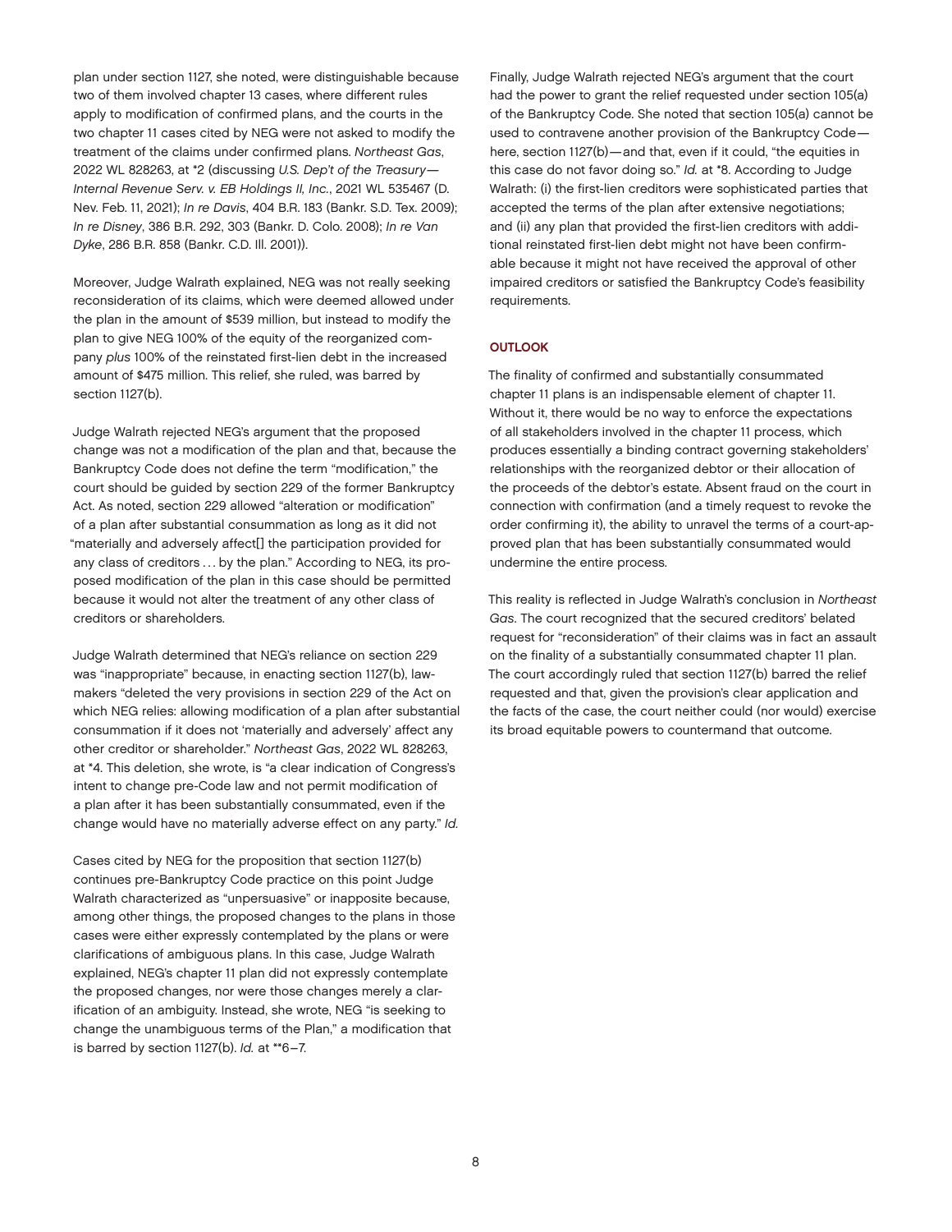plan under section 1127, she noted, were distinguishable because two of them involved chapter 13 cases, where different rules apply to modification of confirmed plans, and the courts in the two chapter 11 cases cited by NEG were not asked to modify the treatment of the claims under confirmed plans. *Northeast Gas*, 2022 WL 828263, at *2 (discussing *U.S. Dep't of the Treasury—Internal Revenue Serv. v. EB Holdings II, Inc.*, 2021 WL 535467 (D. Nev. Feb. 11, 2021); *In re Davis*, 404 B.R. 183 (Bankr. S.D. Tex. 2009); *In re Disney*, 386 B.R. 292, 303 (Bankr. D. Colo. 2008); *In re Van Dyke*, 286 B.R. 858 (Bankr. C.D. Ill. 2001)).

Moreover, Judge Walrath explained, NEG was not really seeking reconsideration of its claims, which were deemed allowed under the plan in the amount of $539 million, but instead to modify the plan to give NEG 100% of the equity of the reorganized company *plus* 100% of the reinstated first-lien debt in the increased amount of $475 million. This relief, she ruled, was barred by section 1127(b).

Judge Walrath rejected NEG's argument that the proposed change was not a modification of the plan and that, because the Bankruptcy Code does not define the term "modification," the court should be guided by section 229 of the former Bankruptcy Act. As noted, section 229 allowed "alteration or modification" of a plan after substantial consummation as long as it did not "materially and adversely affect[] the participation provided for any class of creditors ... by the plan." According to NEG, its proposed modification of the plan in this case should be permitted because it would not alter the treatment of any other class of creditors or shareholders.

Judge Walrath determined that NEG's reliance on section 229 was "inappropriate" because, in enacting section 1127(b), lawmakers "deleted the very provisions in section 229 of the Act on which NEG relies: allowing modification of a plan after substantial consummation if it does not 'materially and adversely' affect any other creditor or shareholder." *Northeast Gas*, 2022 WL 828263, at *4. This deletion, she wrote, is "a clear indication of Congress's intent to change pre-Code law and not permit modification of a plan after it has been substantially consummated, even if the change would have no materially adverse effect on any party." *Id.*

Cases cited by NEG for the proposition that section 1127(b) continues pre-Bankruptcy Code practice on this point Judge Walrath characterized as "unpersuasive" or inapposite because, among other things, the proposed changes to the plans in those cases were either expressly contemplated by the plans or were clarifications of ambiguous plans. In this case, Judge Walrath explained, NEG's chapter 11 plan did not expressly contemplate the proposed changes, nor were those changes merely a clarification of an ambiguity. Instead, she wrote, NEG "is seeking to change the unambiguous terms of the Plan," a modification that is barred by section 1127(b). *Id.* at **6–7.

Finally, Judge Walrath rejected NEG's argument that the court had the power to grant the relief requested under section 105(a) of the Bankruptcy Code. She noted that section 105(a) cannot be used to contravene another provision of the Bankruptcy Code—here, section 1127(b)—and that, even if it could, "the equities in this case do not favor doing so." *Id.* at *8. According to Judge Walrath: (i) the first-lien creditors were sophisticated parties that accepted the terms of the plan after extensive negotiations; and (ii) any plan that provided the first-lien creditors with additional reinstated first-lien debt might not have been confirmable because it might not have received the approval of other impaired creditors or satisfied the Bankruptcy Code's feasibility requirements.

## OUTLOOK

The finality of confirmed and substantially consummated chapter 11 plans is an indispensable element of chapter 11. Without it, there would be no way to enforce the expectations of all stakeholders involved in the chapter 11 process, which produces essentially a binding contract governing stakeholders' relationships with the reorganized debtor or their allocation of the proceeds of the debtor's estate. Absent fraud on the court in connection with confirmation (and a timely request to revoke the order confirming it), the ability to unravel the terms of a court-approved plan that has been substantially consummated would undermine the entire process.

This reality is reflected in Judge Walrath's conclusion in *Northeast Gas*. The court recognized that the secured creditors' belated request for "reconsideration" of their claims was in fact an assault on the finality of a substantially consummated chapter 11 plan. The court accordingly ruled that section 1127(b) barred the relief requested and that, given the provision's clear application and the facts of the case, the court neither could (nor would) exercise its broad equitable powers to countermand that outcome.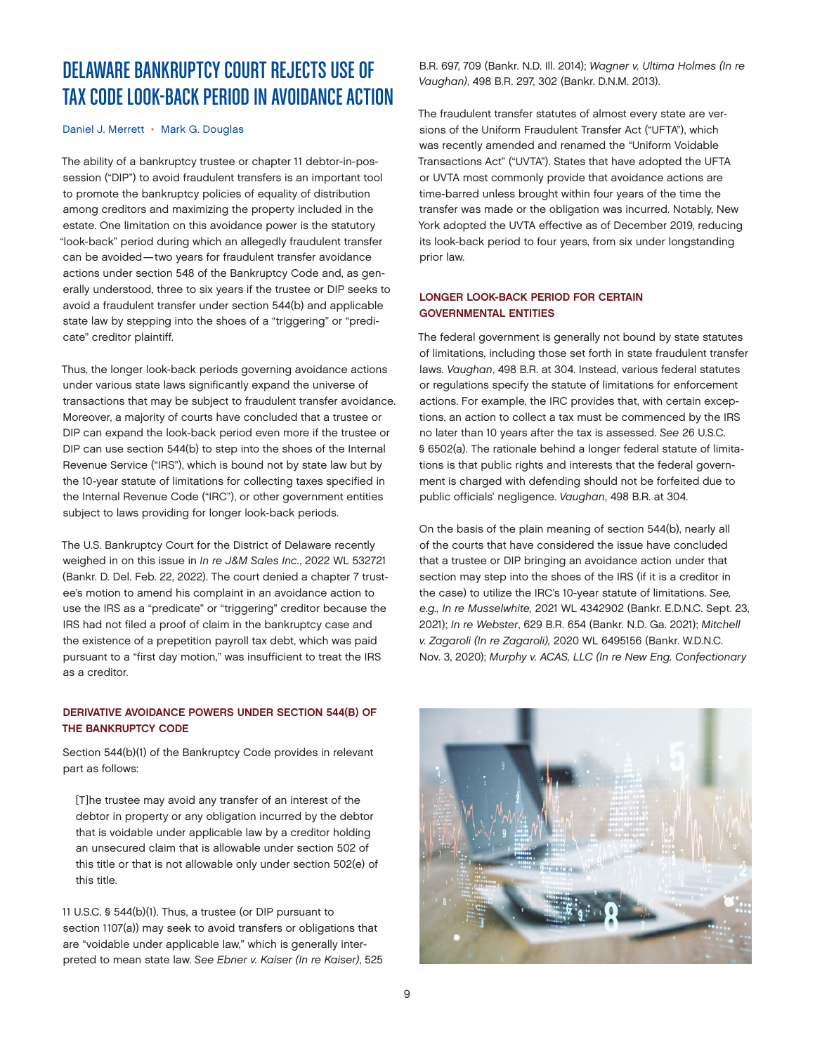# DELAWARE BANKRUPTCY COURT REJECTS USE OF TAX CODE LOOK-BACK PERIOD IN AVOIDANCE ACTION

Daniel J. Merrett • Mark G. Douglas

The ability of a bankruptcy trustee or chapter 11 debtor-in-possession ("DIP") to avoid fraudulent transfers is an important tool to promote the bankruptcy policies of equality of distribution among creditors and maximizing the property included in the estate. One limitation on this avoidance power is the statutory "look-back" period during which an allegedly fraudulent transfer can be avoided—two years for fraudulent transfer avoidance actions under section 548 of the Bankruptcy Code and, as generally understood, three to six years if the trustee or DIP seeks to avoid a fraudulent transfer under section 544(b) and applicable state law by stepping into the shoes of a "triggering" or "predicate" creditor plaintiff.

Thus, the longer look-back periods governing avoidance actions under various state laws significantly expand the universe of transactions that may be subject to fraudulent transfer avoidance. Moreover, a majority of courts have concluded that a trustee or DIP can expand the look-back period even more if the trustee or DIP can use section 544(b) to step into the shoes of the Internal Revenue Service ("IRS"), which is bound not by state law but by the 10-year statute of limitations for collecting taxes specified in the Internal Revenue Code ("IRC"), or other government entities subject to laws providing for longer look-back periods.

The U.S. Bankruptcy Court for the District of Delaware recently weighed in on this issue in *In re J&M Sales Inc.*, 2022 WL 532721 (Bankr. D. Del. Feb. 22, 2022). The court denied a chapter 7 trustee's motion to amend his complaint in an avoidance action to use the IRS as a "predicate" or "triggering" creditor because the IRS had not filed a proof of claim in the bankruptcy case and the existence of a prepetition payroll tax debt, which was paid pursuant to a "first day motion," was insufficient to treat the IRS as a creditor.

## DERIVATIVE AVOIDANCE POWERS UNDER SECTION 544(B) OF THE BANKRUPTCY CODE

Section 544(b)(1) of the Bankruptcy Code provides in relevant part as follows:

> [T]he trustee may avoid any transfer of an interest of the debtor in property or any obligation incurred by the debtor that is voidable under applicable law by a creditor holding an unsecured claim that is allowable under section 502 of this title or that is not allowable only under section 502(e) of this title.

11 U.S.C. § 544(b)(1). Thus, a trustee (or DIP pursuant to section 1107(a)) may seek to avoid transfers or obligations that are "voidable under applicable law," which is generally interpreted to mean state law. *See Ebner v. Kaiser (In re Kaiser)*, 525 B.R. 697, 709 (Bankr. N.D. Ill. 2014); *Wagner v. Ultima Holmes (In re Vaughan)*, 498 B.R. 297, 302 (Bankr. D.N.M. 2013).

The fraudulent transfer statutes of almost every state are versions of the Uniform Fraudulent Transfer Act ("UFTA"), which was recently amended and renamed the "Uniform Voidable Transactions Act" ("UVTA"). States that have adopted the UFTA or UVTA most commonly provide that avoidance actions are time-barred unless brought within four years of the time the transfer was made or the obligation was incurred. Notably, New York adopted the UVTA effective as of December 2019, reducing its look-back period to four years, from six under longstanding prior law.

## LONGER LOOK-BACK PERIOD FOR CERTAIN GOVERNMENTAL ENTITIES

The federal government is generally not bound by state statutes of limitations, including those set forth in state fraudulent transfer laws. *Vaughan*, 498 B.R. at 304. Instead, various federal statutes or regulations specify the statute of limitations for enforcement actions. For example, the IRC provides that, with certain exceptions, an action to collect a tax must be commenced by the IRS no later than 10 years after the tax is assessed. *See* 26 U.S.C. § 6502(a). The rationale behind a longer federal statute of limitations is that public rights and interests that the federal government is charged with defending should not be forfeited due to public officials' negligence. *Vaughan*, 498 B.R. at 304.

On the basis of the plain meaning of section 544(b), nearly all of the courts that have considered the issue have concluded that a trustee or DIP bringing an avoidance action under that section may step into the shoes of the IRS (if it is a creditor in the case) to utilize the IRC's 10-year statute of limitations. *See, e.g., In re Musselwhite,* 2021 WL 4342902 (Bankr. E.D.N.C. Sept. 23, 2021); *In re Webster*, 629 B.R. 654 (Bankr. N.D. Ga. 2021); *Mitchell v. Zagaroli (In re Zagaroli),* 2020 WL 6495156 (Bankr. W.D.N.C. Nov. 3, 2020); *Murphy v. ACAS, LLC (In re New Eng. Confectionary*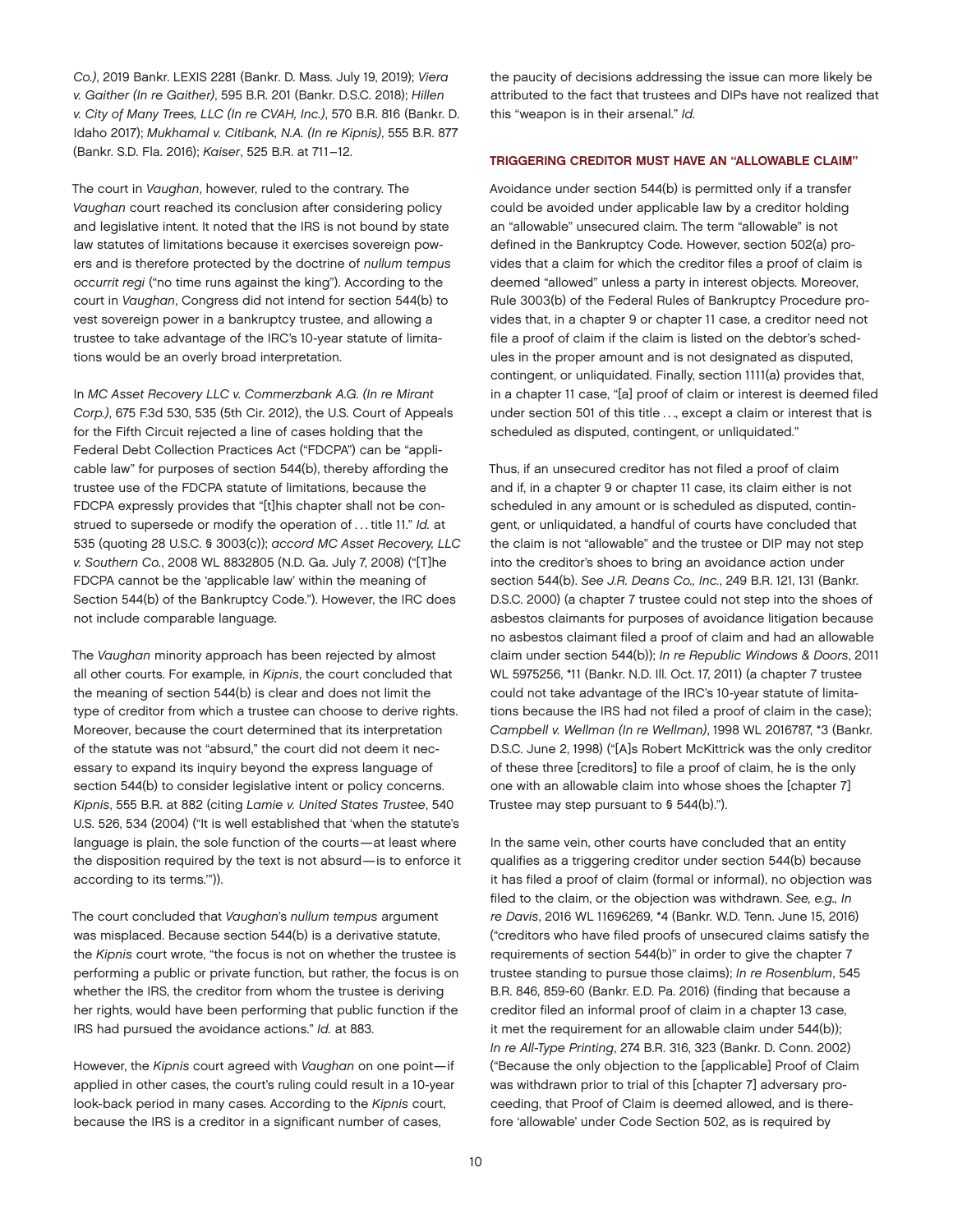*Co.)*, 2019 Bankr. LEXIS 2281 (Bankr. D. Mass. July 19, 2019); *Viera v. Gaither (In re Gaither)*, 595 B.R. 201 (Bankr. D.S.C. 2018); *Hillen v. City of Many Trees, LLC (In re CVAH, Inc.)*, 570 B.R. 816 (Bankr. D. Idaho 2017); *Mukhamal v. Citibank, N.A. (In re Kipnis)*, 555 B.R. 877 (Bankr. S.D. Fla. 2016); *Kaiser*, 525 B.R. at 711–12.

The court in *Vaughan*, however, ruled to the contrary. The *Vaughan* court reached its conclusion after considering policy and legislative intent. It noted that the IRS is not bound by state law statutes of limitations because it exercises sovereign powers and is therefore protected by the doctrine of *nullum tempus occurrit regi* ("no time runs against the king"). According to the court in *Vaughan*, Congress did not intend for section 544(b) to vest sovereign power in a bankruptcy trustee, and allowing a trustee to take advantage of the IRC's 10-year statute of limitations would be an overly broad interpretation.

In *MC Asset Recovery LLC v. Commerzbank A.G. (In re Mirant Corp.)*, 675 F.3d 530, 535 (5th Cir. 2012), the U.S. Court of Appeals for the Fifth Circuit rejected a line of cases holding that the Federal Debt Collection Practices Act ("FDCPA") can be "applicable law" for purposes of section 544(b), thereby affording the trustee use of the FDCPA statute of limitations, because the FDCPA expressly provides that "[t]his chapter shall not be construed to supersede or modify the operation of . . . title 11." *Id.* at 535 (quoting 28 U.S.C. § 3003(c)); *accord MC Asset Recovery, LLC v. Southern Co.*, 2008 WL 8832805 (N.D. Ga. July 7, 2008) ("[T]he FDCPA cannot be the 'applicable law' within the meaning of Section 544(b) of the Bankruptcy Code."). However, the IRC does not include comparable language.

The *Vaughan* minority approach has been rejected by almost all other courts. For example, in *Kipnis*, the court concluded that the meaning of section 544(b) is clear and does not limit the type of creditor from which a trustee can choose to derive rights. Moreover, because the court determined that its interpretation of the statute was not "absurd," the court did not deem it necessary to expand its inquiry beyond the express language of section 544(b) to consider legislative intent or policy concerns. *Kipnis*, 555 B.R. at 882 (citing *Lamie v. United States Trustee*, 540 U.S. 526, 534 (2004) ("It is well established that 'when the statute's language is plain, the sole function of the courts—at least where the disposition required by the text is not absurd—is to enforce it according to its terms.'")).

The court concluded that *Vaughan*'s *nullum tempus* argument was misplaced. Because section 544(b) is a derivative statute, the *Kipnis* court wrote, "the focus is not on whether the trustee is performing a public or private function, but rather, the focus is on whether the IRS, the creditor from whom the trustee is deriving her rights, would have been performing that public function if the IRS had pursued the avoidance actions." *Id.* at 883.

However, the *Kipnis* court agreed with *Vaughan* on one point—if applied in other cases, the court's ruling could result in a 10-year look-back period in many cases. According to the *Kipnis* court, because the IRS is a creditor in a significant number of cases, the paucity of decisions addressing the issue can more likely be attributed to the fact that trustees and DIPs have not realized that this "weapon is in their arsenal." *Id.*

## TRIGGERING CREDITOR MUST HAVE AN "ALLOWABLE CLAIM"

Avoidance under section 544(b) is permitted only if a transfer could be avoided under applicable law by a creditor holding an "allowable" unsecured claim. The term "allowable" is not defined in the Bankruptcy Code. However, section 502(a) provides that a claim for which the creditor files a proof of claim is deemed "allowed" unless a party in interest objects. Moreover, Rule 3003(b) of the Federal Rules of Bankruptcy Procedure provides that, in a chapter 9 or chapter 11 case, a creditor need not file a proof of claim if the claim is listed on the debtor's schedules in the proper amount and is not designated as disputed, contingent, or unliquidated. Finally, section 1111(a) provides that, in a chapter 11 case, "[a] proof of claim or interest is deemed filed under section 501 of this title . . ., except a claim or interest that is scheduled as disputed, contingent, or unliquidated."

Thus, if an unsecured creditor has not filed a proof of claim and if, in a chapter 9 or chapter 11 case, its claim either is not scheduled in any amount or is scheduled as disputed, contingent, or unliquidated, a handful of courts have concluded that the claim is not "allowable" and the trustee or DIP may not step into the creditor's shoes to bring an avoidance action under section 544(b). *See J.R. Deans Co., Inc.*, 249 B.R. 121, 131 (Bankr. D.S.C. 2000) (a chapter 7 trustee could not step into the shoes of asbestos claimants for purposes of avoidance litigation because no asbestos claimant filed a proof of claim and had an allowable claim under section 544(b)); *In re Republic Windows & Doors*, 2011 WL 5975256, *11 (Bankr. N.D. Ill. Oct. 17, 2011) (a chapter 7 trustee could not take advantage of the IRC's 10-year statute of limitations because the IRS had not filed a proof of claim in the case); *Campbell v. Wellman (In re Wellman)*, 1998 WL 2016787, *3 (Bankr. D.S.C. June 2, 1998) ("[A]s Robert McKittrick was the only creditor of these three [creditors] to file a proof of claim, he is the only one with an allowable claim into whose shoes the [chapter 7] Trustee may step pursuant to § 544(b).").

In the same vein, other courts have concluded that an entity qualifies as a triggering creditor under section 544(b) because it has filed a proof of claim (formal or informal), no objection was filed to the claim, or the objection was withdrawn. *See, e.g., In re Davis*, 2016 WL 11696269, *4 (Bankr. W.D. Tenn. June 15, 2016) ("creditors who have filed proofs of unsecured claims satisfy the requirements of section 544(b)" in order to give the chapter 7 trustee standing to pursue those claims); *In re Rosenblum*, 545 B.R. 846, 859-60 (Bankr. E.D. Pa. 2016) (finding that because a creditor filed an informal proof of claim in a chapter 13 case, it met the requirement for an allowable claim under 544(b)); *In re All-Type Printing*, 274 B.R. 316, 323 (Bankr. D. Conn. 2002) ("Because the only objection to the [applicable] Proof of Claim was withdrawn prior to trial of this [chapter 7] adversary proceeding, that Proof of Claim is deemed allowed, and is therefore 'allowable' under Code Section 502, as is required by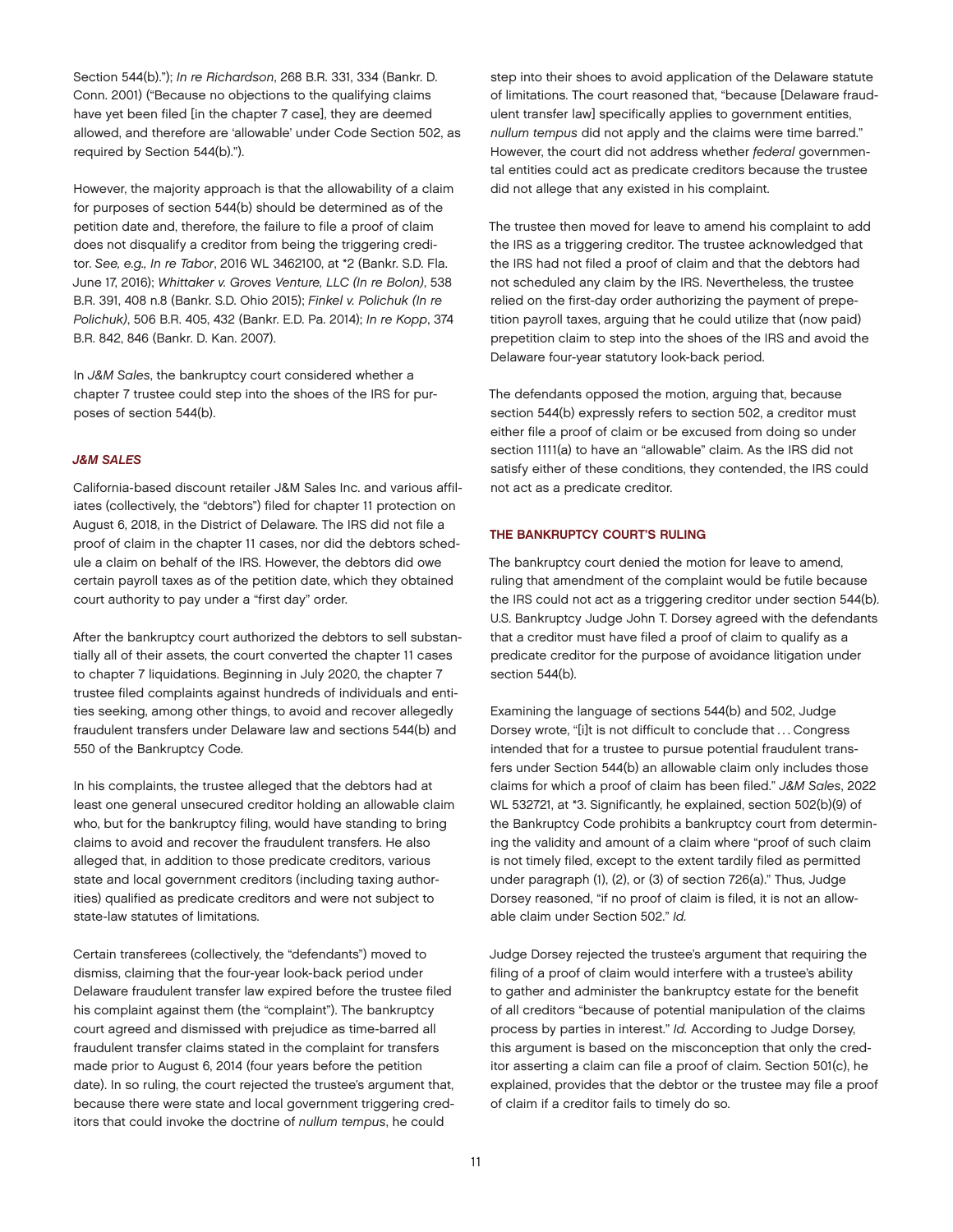Section 544(b)."); *In re Richardson*, 268 B.R. 331, 334 (Bankr. D. Conn. 2001) ("Because no objections to the qualifying claims have yet been filed [in the chapter 7 case], they are deemed allowed, and therefore are 'allowable' under Code Section 502, as required by Section 544(b).").

However, the majority approach is that the allowability of a claim for purposes of section 544(b) should be determined as of the petition date and, therefore, the failure to file a proof of claim does not disqualify a creditor from being the triggering creditor. *See, e.g., In re Tabor*, 2016 WL 3462100, at *2 (Bankr. S.D. Fla. June 17, 2016); *Whittaker v. Groves Venture, LLC (In re Bolon)*, 538 B.R. 391, 408 n.8 (Bankr. S.D. Ohio 2015); *Finkel v. Polichuk (In re Polichuk)*, 506 B.R. 405, 432 (Bankr. E.D. Pa. 2014); *In re Kopp*, 374 B.R. 842, 846 (Bankr. D. Kan. 2007).

In *J&M Sales*, the bankruptcy court considered whether a chapter 7 trustee could step into the shoes of the IRS for purposes of section 544(b).

### *J&M SALES*

California-based discount retailer J&M Sales Inc. and various affiliates (collectively, the "debtors") filed for chapter 11 protection on August 6, 2018, in the District of Delaware. The IRS did not file a proof of claim in the chapter 11 cases, nor did the debtors schedule a claim on behalf of the IRS. However, the debtors did owe certain payroll taxes as of the petition date, which they obtained court authority to pay under a "first day" order.

After the bankruptcy court authorized the debtors to sell substantially all of their assets, the court converted the chapter 11 cases to chapter 7 liquidations. Beginning in July 2020, the chapter 7 trustee filed complaints against hundreds of individuals and entities seeking, among other things, to avoid and recover allegedly fraudulent transfers under Delaware law and sections 544(b) and 550 of the Bankruptcy Code.

In his complaints, the trustee alleged that the debtors had at least one general unsecured creditor holding an allowable claim who, but for the bankruptcy filing, would have standing to bring claims to avoid and recover the fraudulent transfers. He also alleged that, in addition to those predicate creditors, various state and local government creditors (including taxing authorities) qualified as predicate creditors and were not subject to state-law statutes of limitations.

Certain transferees (collectively, the "defendants") moved to dismiss, claiming that the four-year look-back period under Delaware fraudulent transfer law expired before the trustee filed his complaint against them (the "complaint"). The bankruptcy court agreed and dismissed with prejudice as time-barred all fraudulent transfer claims stated in the complaint for transfers made prior to August 6, 2014 (four years before the petition date). In so ruling, the court rejected the trustee's argument that, because there were state and local government triggering creditors that could invoke the doctrine of *nullum tempus*, he could step into their shoes to avoid application of the Delaware statute of limitations. The court reasoned that, "because [Delaware fraudulent transfer law] specifically applies to government entities, *nullum tempus* did not apply and the claims were time barred." However, the court did not address whether *federal* governmental entities could act as predicate creditors because the trustee did not allege that any existed in his complaint.

The trustee then moved for leave to amend his complaint to add the IRS as a triggering creditor. The trustee acknowledged that the IRS had not filed a proof of claim and that the debtors had not scheduled any claim by the IRS. Nevertheless, the trustee relied on the first-day order authorizing the payment of prepetition payroll taxes, arguing that he could utilize that (now paid) prepetition claim to step into the shoes of the IRS and avoid the Delaware four-year statutory look-back period.

The defendants opposed the motion, arguing that, because section 544(b) expressly refers to section 502, a creditor must either file a proof of claim or be excused from doing so under section 1111(a) to have an "allowable" claim. As the IRS did not satisfy either of these conditions, they contended, the IRS could not act as a predicate creditor.

### THE BANKRUPTCY COURT'S RULING

The bankruptcy court denied the motion for leave to amend, ruling that amendment of the complaint would be futile because the IRS could not act as a triggering creditor under section 544(b). U.S. Bankruptcy Judge John T. Dorsey agreed with the defendants that a creditor must have filed a proof of claim to qualify as a predicate creditor for the purpose of avoidance litigation under section 544(b).

Examining the language of sections 544(b) and 502, Judge Dorsey wrote, "[i]t is not difficult to conclude that . . . Congress intended that for a trustee to pursue potential fraudulent transfers under Section 544(b) an allowable claim only includes those claims for which a proof of claim has been filed." *J&M Sales*, 2022 WL 532721, at *3. Significantly, he explained, section 502(b)(9) of the Bankruptcy Code prohibits a bankruptcy court from determining the validity and amount of a claim where "proof of such claim is not timely filed, except to the extent tardily filed as permitted under paragraph (1), (2), or (3) of section 726(a)." Thus, Judge Dorsey reasoned, "if no proof of claim is filed, it is not an allowable claim under Section 502." *Id.*

Judge Dorsey rejected the trustee's argument that requiring the filing of a proof of claim would interfere with a trustee's ability to gather and administer the bankruptcy estate for the benefit of all creditors "because of potential manipulation of the claims process by parties in interest." *Id.* According to Judge Dorsey, this argument is based on the misconception that only the creditor asserting a claim can file a proof of claim. Section 501(c), he explained, provides that the debtor or the trustee may file a proof of claim if a creditor fails to timely do so.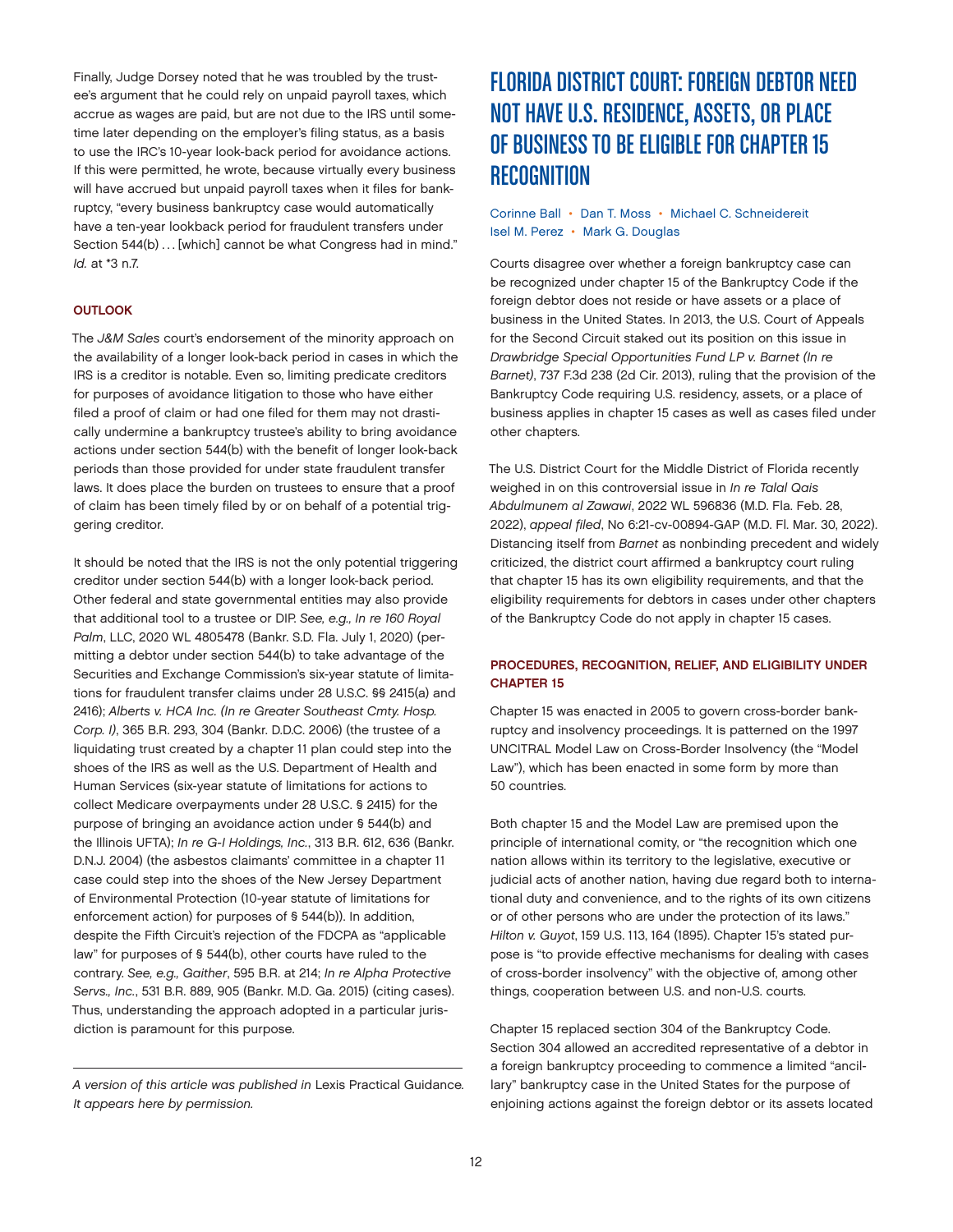Finally, Judge Dorsey noted that he was troubled by the trustee's argument that he could rely on unpaid payroll taxes, which accrue as wages are paid, but are not due to the IRS until sometime later depending on the employer's filing status, as a basis to use the IRC's 10-year look-back period for avoidance actions. If this were permitted, he wrote, because virtually every business will have accrued but unpaid payroll taxes when it files for bankruptcy, "every business bankruptcy case would automatically have a ten-year lookback period for fraudulent transfers under Section 544(b) . . . [which] cannot be what Congress had in mind." *Id.* at *3 n.7.

### OUTLOOK

The *J&M Sales* court's endorsement of the minority approach on the availability of a longer look-back period in cases in which the IRS is a creditor is notable. Even so, limiting predicate creditors for purposes of avoidance litigation to those who have either filed a proof of claim or had one filed for them may not drastically undermine a bankruptcy trustee's ability to bring avoidance actions under section 544(b) with the benefit of longer look-back periods than those provided for under state fraudulent transfer laws. It does place the burden on trustees to ensure that a proof of claim has been timely filed by or on behalf of a potential triggering creditor.

It should be noted that the IRS is not the only potential triggering creditor under section 544(b) with a longer look-back period. Other federal and state governmental entities may also provide that additional tool to a trustee or DIP. *See, e.g., In re 160 Royal Palm*, LLC, 2020 WL 4805478 (Bankr. S.D. Fla. July 1, 2020) (permitting a debtor under section 544(b) to take advantage of the Securities and Exchange Commission's six-year statute of limitations for fraudulent transfer claims under 28 U.S.C. §§ 2415(a) and 2416); *Alberts v. HCA Inc. (In re Greater Southeast Cmty. Hosp. Corp. I)*, 365 B.R. 293, 304 (Bankr. D.D.C. 2006) (the trustee of a liquidating trust created by a chapter 11 plan could step into the shoes of the IRS as well as the U.S. Department of Health and Human Services (six-year statute of limitations for actions to collect Medicare overpayments under 28 U.S.C. § 2415) for the purpose of bringing an avoidance action under § 544(b) and the Illinois UFTA); *In re G-I Holdings, Inc.*, 313 B.R. 612, 636 (Bankr. D.N.J. 2004) (the asbestos claimants' committee in a chapter 11 case could step into the shoes of the New Jersey Department of Environmental Protection (10-year statute of limitations for enforcement action) for purposes of § 544(b)). In addition, despite the Fifth Circuit's rejection of the FDCPA as "applicable law" for purposes of § 544(b), other courts have ruled to the contrary. *See, e.g., Gaither*, 595 B.R. at 214; *In re Alpha Protective Servs., Inc.*, 531 B.R. 889, 905 (Bankr. M.D. Ga. 2015) (citing cases). Thus, understanding the approach adopted in a particular jurisdiction is paramount for this purpose.

---

*A version of this article was published in* Lexis Practical Guidance. *It appears here by permission.*

# FLORIDA DISTRICT COURT: FOREIGN DEBTOR NEED NOT HAVE U.S. RESIDENCE, ASSETS, OR PLACE OF BUSINESS TO BE ELIGIBLE FOR CHAPTER 15 RECOGNITION

Corinne Ball • Dan T. Moss • Michael C. Schneidereit • Isel M. Perez • Mark G. Douglas

Courts disagree over whether a foreign bankruptcy case can be recognized under chapter 15 of the Bankruptcy Code if the foreign debtor does not reside or have assets or a place of business in the United States. In 2013, the U.S. Court of Appeals for the Second Circuit staked out its position on this issue in *Drawbridge Special Opportunities Fund LP v. Barnet (In re Barnet)*, 737 F.3d 238 (2d Cir. 2013), ruling that the provision of the Bankruptcy Code requiring U.S. residency, assets, or a place of business applies in chapter 15 cases as well as cases filed under other chapters.

The U.S. District Court for the Middle District of Florida recently weighed in on this controversial issue in *In re Talal Qais Abdulmunem al Zawawi*, 2022 WL 596836 (M.D. Fla. Feb. 28, 2022), *appeal filed*, No 6:21-cv-00894-GAP (M.D. Fl. Mar. 30, 2022). Distancing itself from *Barnet* as nonbinding precedent and widely criticized, the district court affirmed a bankruptcy court ruling that chapter 15 has its own eligibility requirements, and that the eligibility requirements for debtors in cases under other chapters of the Bankruptcy Code do not apply in chapter 15 cases.

### PROCEDURES, RECOGNITION, RELIEF, AND ELIGIBILITY UNDER CHAPTER 15

Chapter 15 was enacted in 2005 to govern cross-border bankruptcy and insolvency proceedings. It is patterned on the 1997 UNCITRAL Model Law on Cross-Border Insolvency (the "Model Law"), which has been enacted in some form by more than 50 countries.

Both chapter 15 and the Model Law are premised upon the principle of international comity, or "the recognition which one nation allows within its territory to the legislative, executive or judicial acts of another nation, having due regard both to international duty and convenience, and to the rights of its own citizens or of other persons who are under the protection of its laws." *Hilton v. Guyot*, 159 U.S. 113, 164 (1895). Chapter 15's stated purpose is "to provide effective mechanisms for dealing with cases of cross-border insolvency" with the objective of, among other things, cooperation between U.S. and non-U.S. courts.

Chapter 15 replaced section 304 of the Bankruptcy Code. Section 304 allowed an accredited representative of a debtor in a foreign bankruptcy proceeding to commence a limited "ancillary" bankruptcy case in the United States for the purpose of enjoining actions against the foreign debtor or its assets located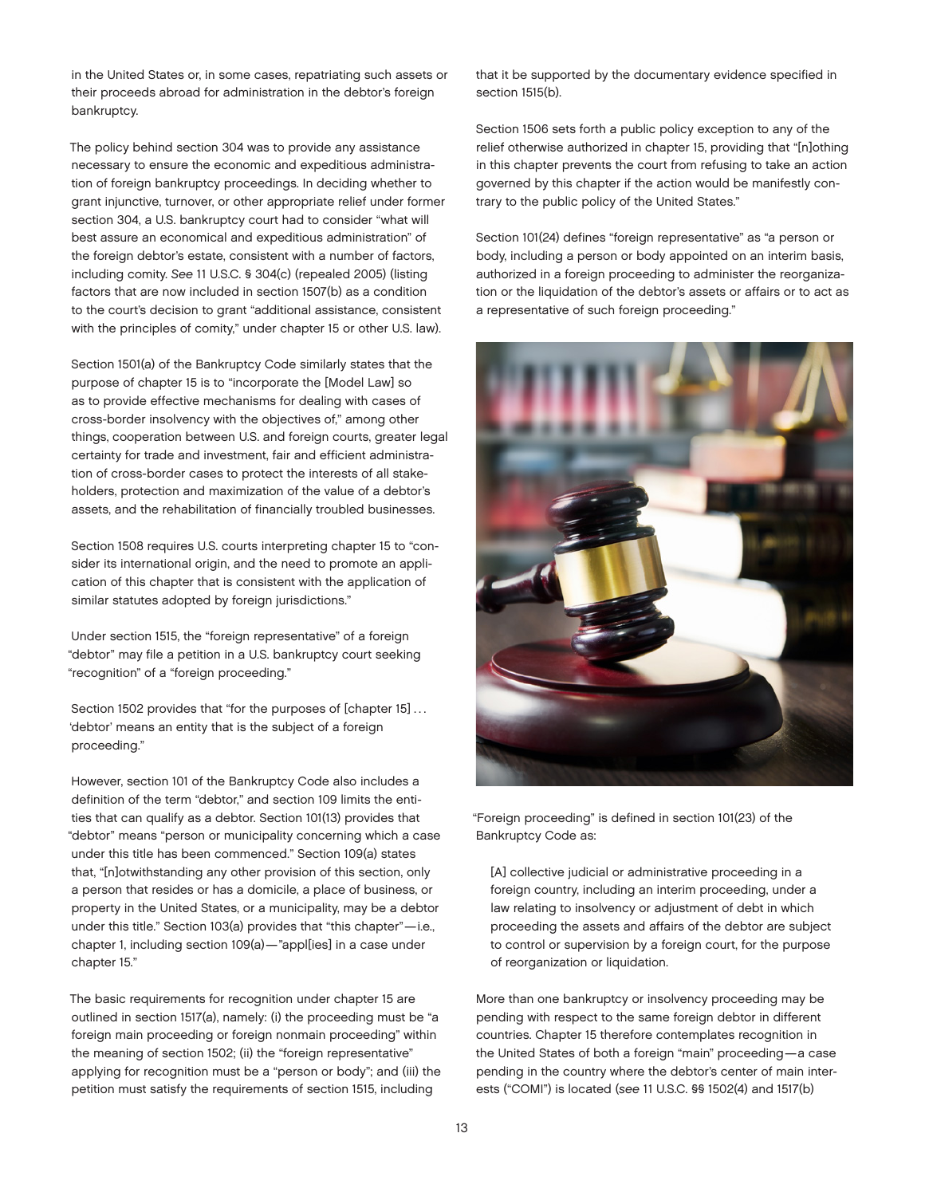in the United States or, in some cases, repatriating such assets or their proceeds abroad for administration in the debtor's foreign bankruptcy.

The policy behind section 304 was to provide any assistance necessary to ensure the economic and expeditious administration of foreign bankruptcy proceedings. In deciding whether to grant injunctive, turnover, or other appropriate relief under former section 304, a U.S. bankruptcy court had to consider "what will best assure an economical and expeditious administration" of the foreign debtor's estate, consistent with a number of factors, including comity. *See* 11 U.S.C. § 304(c) (repealed 2005) (listing factors that are now included in section 1507(b) as a condition to the court's decision to grant "additional assistance, consistent with the principles of comity," under chapter 15 or other U.S. law).

Section 1501(a) of the Bankruptcy Code similarly states that the purpose of chapter 15 is to "incorporate the [Model Law] so as to provide effective mechanisms for dealing with cases of cross-border insolvency with the objectives of," among other things, cooperation between U.S. and foreign courts, greater legal certainty for trade and investment, fair and efficient administration of cross-border cases to protect the interests of all stakeholders, protection and maximization of the value of a debtor's assets, and the rehabilitation of financially troubled businesses.

Section 1508 requires U.S. courts interpreting chapter 15 to "consider its international origin, and the need to promote an application of this chapter that is consistent with the application of similar statutes adopted by foreign jurisdictions."

Under section 1515, the "foreign representative" of a foreign "debtor" may file a petition in a U.S. bankruptcy court seeking "recognition" of a "foreign proceeding."

Section 1502 provides that "for the purposes of [chapter 15] . . . 'debtor' means an entity that is the subject of a foreign proceeding."

However, section 101 of the Bankruptcy Code also includes a definition of the term "debtor," and section 109 limits the entities that can qualify as a debtor. Section 101(13) provides that "debtor" means "person or municipality concerning which a case under this title has been commenced." Section 109(a) states that, "[n]otwithstanding any other provision of this section, only a person that resides or has a domicile, a place of business, or property in the United States, or a municipality, may be a debtor under this title." Section 103(a) provides that "this chapter"—i.e., chapter 1, including section 109(a)—"appl[ies] in a case under chapter 15."

The basic requirements for recognition under chapter 15 are outlined in section 1517(a), namely: (i) the proceeding must be "a foreign main proceeding or foreign nonmain proceeding" within the meaning of section 1502; (ii) the "foreign representative" applying for recognition must be a "person or body"; and (iii) the petition must satisfy the requirements of section 1515, including that it be supported by the documentary evidence specified in section 1515(b).

Section 1506 sets forth a public policy exception to any of the relief otherwise authorized in chapter 15, providing that "[n]othing in this chapter prevents the court from refusing to take an action governed by this chapter if the action would be manifestly contrary to the public policy of the United States."

Section 101(24) defines "foreign representative" as "a person or body, including a person or body appointed on an interim basis, authorized in a foreign proceeding to administer the reorganization or the liquidation of the debtor's assets or affairs or to act as a representative of such foreign proceeding."

"Foreign proceeding" is defined in section 101(23) of the Bankruptcy Code as:

> [A] collective judicial or administrative proceeding in a foreign country, including an interim proceeding, under a law relating to insolvency or adjustment of debt in which proceeding the assets and affairs of the debtor are subject to control or supervision by a foreign court, for the purpose of reorganization or liquidation.

More than one bankruptcy or insolvency proceeding may be pending with respect to the same foreign debtor in different countries. Chapter 15 therefore contemplates recognition in the United States of both a foreign "main" proceeding—a case pending in the country where the debtor's center of main interests ("COMI") is located (*see* 11 U.S.C. §§ 1502(4) and 1517(b)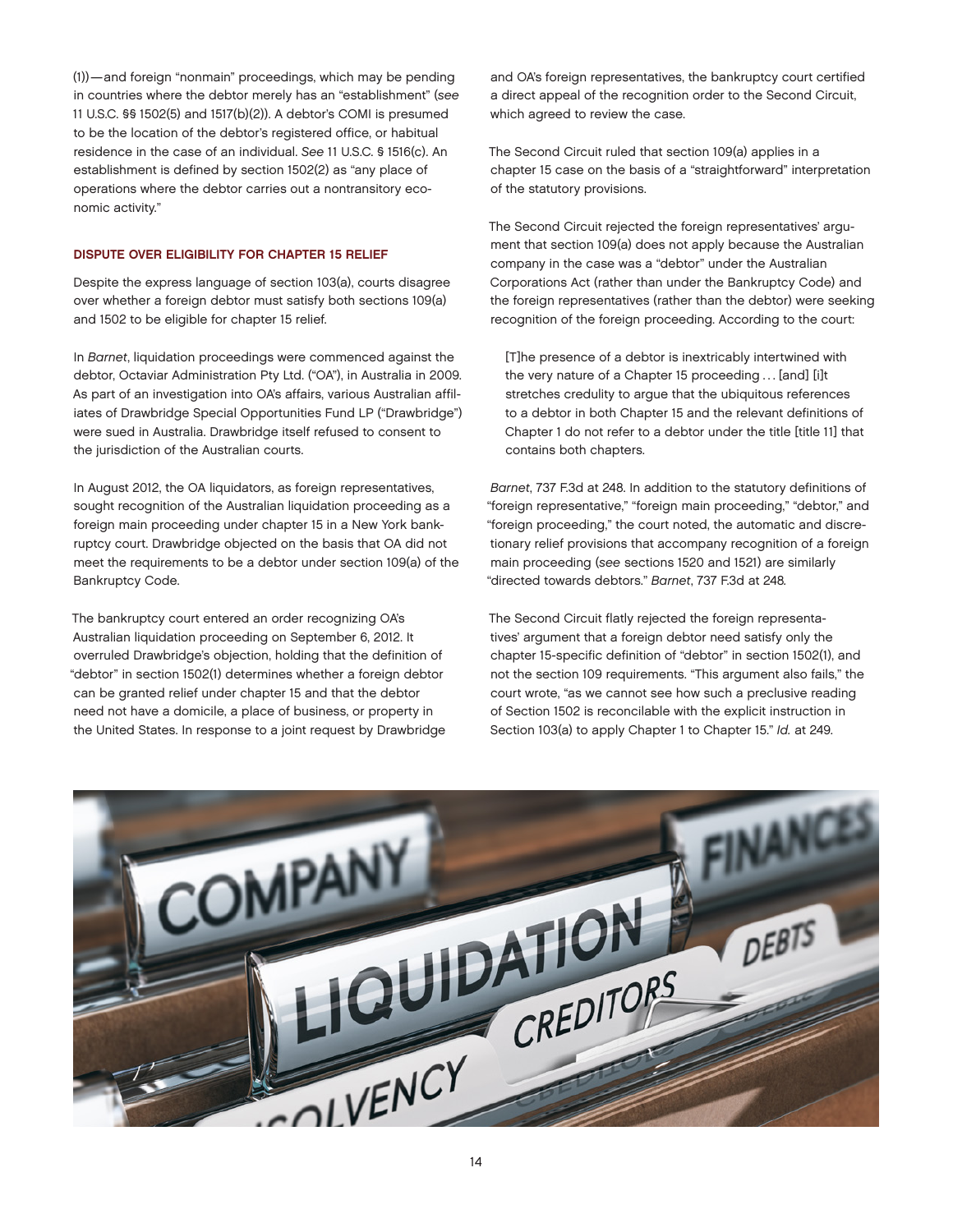(1))—and foreign "nonmain" proceedings, which may be pending in countries where the debtor merely has an "establishment" (*see* 11 U.S.C. §§ 1502(5) and 1517(b)(2)). A debtor's COMI is presumed to be the location of the debtor's registered office, or habitual residence in the case of an individual. *See* 11 U.S.C. § 1516(c). An establishment is defined by section 1502(2) as "any place of operations where the debtor carries out a nontransitory economic activity."

### DISPUTE OVER ELIGIBILITY FOR CHAPTER 15 RELIEF

Despite the express language of section 103(a), courts disagree over whether a foreign debtor must satisfy both sections 109(a) and 1502 to be eligible for chapter 15 relief.

In *Barnet*, liquidation proceedings were commenced against the debtor, Octaviar Administration Pty Ltd. ("OA"), in Australia in 2009. As part of an investigation into OA's affairs, various Australian affiliates of Drawbridge Special Opportunities Fund LP ("Drawbridge") were sued in Australia. Drawbridge itself refused to consent to the jurisdiction of the Australian courts.

In August 2012, the OA liquidators, as foreign representatives, sought recognition of the Australian liquidation proceeding as a foreign main proceeding under chapter 15 in a New York bankruptcy court. Drawbridge objected on the basis that OA did not meet the requirements to be a debtor under section 109(a) of the Bankruptcy Code.

The bankruptcy court entered an order recognizing OA's Australian liquidation proceeding on September 6, 2012. It overruled Drawbridge's objection, holding that the definition of "debtor" in section 1502(1) determines whether a foreign debtor can be granted relief under chapter 15 and that the debtor need not have a domicile, a place of business, or property in the United States. In response to a joint request by Drawbridge and OA's foreign representatives, the bankruptcy court certified a direct appeal of the recognition order to the Second Circuit, which agreed to review the case.

The Second Circuit ruled that section 109(a) applies in a chapter 15 case on the basis of a "straightforward" interpretation of the statutory provisions.

The Second Circuit rejected the foreign representatives' argument that section 109(a) does not apply because the Australian company in the case was a "debtor" under the Australian Corporations Act (rather than under the Bankruptcy Code) and the foreign representatives (rather than the debtor) were seeking recognition of the foreign proceeding. According to the court:

> [T]he presence of a debtor is inextricably intertwined with the very nature of a Chapter 15 proceeding . . . [and] [i]t stretches credulity to argue that the ubiquitous references to a debtor in both Chapter 15 and the relevant definitions of Chapter 1 do not refer to a debtor under the title [title 11] that contains both chapters.

*Barnet*, 737 F.3d at 248. In addition to the statutory definitions of "foreign representative," "foreign main proceeding," "debtor," and "foreign proceeding," the court noted, the automatic and discretionary relief provisions that accompany recognition of a foreign main proceeding (*see* sections 1520 and 1521) are similarly "directed towards debtors." *Barnet*, 737 F.3d at 248.

The Second Circuit flatly rejected the foreign representatives' argument that a foreign debtor need satisfy only the chapter 15-specific definition of "debtor" in section 1502(1), and not the section 109 requirements. "This argument also fails," the court wrote, "as we cannot see how such a preclusive reading of Section 1502 is reconcilable with the explicit instruction in Section 103(a) to apply Chapter 1 to Chapter 15." *Id.* at 249.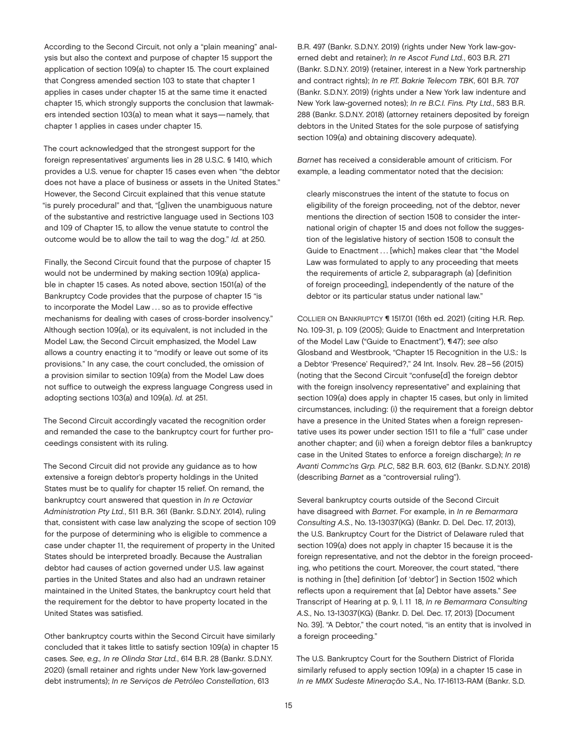According to the Second Circuit, not only a "plain meaning" analysis but also the context and purpose of chapter 15 support the application of section 109(a) to chapter 15. The court explained that Congress amended section 103 to state that chapter 1 applies in cases under chapter 15 at the same time it enacted chapter 15, which strongly supports the conclusion that lawmakers intended section 103(a) to mean what it says—namely, that chapter 1 applies in cases under chapter 15.

The court acknowledged that the strongest support for the foreign representatives' arguments lies in 28 U.S.C. § 1410, which provides a U.S. venue for chapter 15 cases even when "the debtor does not have a place of business or assets in the United States." However, the Second Circuit explained that this venue statute "is purely procedural" and that, "[g]iven the unambiguous nature of the substantive and restrictive language used in Sections 103 and 109 of Chapter 15, to allow the venue statute to control the outcome would be to allow the tail to wag the dog." *Id.* at 250.

Finally, the Second Circuit found that the purpose of chapter 15 would not be undermined by making section 109(a) applicable in chapter 15 cases. As noted above, section 1501(a) of the Bankruptcy Code provides that the purpose of chapter 15 "is to incorporate the Model Law . . . so as to provide effective mechanisms for dealing with cases of cross-border insolvency." Although section 109(a), or its equivalent, is not included in the Model Law, the Second Circuit emphasized, the Model Law allows a country enacting it to "modify or leave out some of its provisions." In any case, the court concluded, the omission of a provision similar to section 109(a) from the Model Law does not suffice to outweigh the express language Congress used in adopting sections 103(a) and 109(a). *Id.* at 251.

The Second Circuit accordingly vacated the recognition order and remanded the case to the bankruptcy court for further proceedings consistent with its ruling.

The Second Circuit did not provide any guidance as to how extensive a foreign debtor's property holdings in the United States must be to qualify for chapter 15 relief. On remand, the bankruptcy court answered that question in *In re Octaviar Administration Pty Ltd.*, 511 B.R. 361 (Bankr. S.D.N.Y. 2014), ruling that, consistent with case law analyzing the scope of section 109 for the purpose of determining who is eligible to commence a case under chapter 11, the requirement of property in the United States should be interpreted broadly. Because the Australian debtor had causes of action governed under U.S. law against parties in the United States and also had an undrawn retainer maintained in the United States, the bankruptcy court held that the requirement for the debtor to have property located in the United States was satisfied.

Other bankruptcy courts within the Second Circuit have similarly concluded that it takes little to satisfy section 109(a) in chapter 15 cases. *See, e.g., In re Olinda Star Ltd.*, 614 B.R. 28 (Bankr. S.D.N.Y. 2020) (small retainer and rights under New York law-governed debt instruments); *In re Serviços de Petróleo Constellation*, 613 B.R. 497 (Bankr. S.D.N.Y. 2019) (rights under New York law-governed debt and retainer); *In re Ascot Fund Ltd.*, 603 B.R. 271 (Bankr. S.D.N.Y. 2019) (retainer, interest in a New York partnership and contract rights); *In re P.T. Bakrie Telecom TBK*, 601 B.R. 707 (Bankr. S.D.N.Y. 2019) (rights under a New York law indenture and New York law-governed notes); *In re B.C.I. Fins. Pty Ltd.*, 583 B.R. 288 (Bankr. S.D.N.Y. 2018) (attorney retainers deposited by foreign debtors in the United States for the sole purpose of satisfying section 109(a) and obtaining discovery adequate).

*Barnet* has received a considerable amount of criticism. For example, a leading commentator noted that the decision:

> clearly misconstrues the intent of the statute to focus on eligibility of the foreign proceeding, not of the debtor, never mentions the direction of section 1508 to consider the international origin of chapter 15 and does not follow the suggestion of the legislative history of section 1508 to consult the Guide to Enactment . . . [which] makes clear that "the Model Law was formulated to apply to any proceeding that meets the requirements of article 2, subparagraph (a) [definition of foreign proceeding], independently of the nature of the debtor or its particular status under national law."

COLLIER ON BANKRUPTCY ¶ 1517.01 (16th ed. 2021) (citing H.R. Rep. No. 109-31, p. 109 (2005); Guide to Enactment and Interpretation of the Model Law ("Guide to Enactment"), ¶47); *see also* Glosband and Westbrook, "Chapter 15 Recognition in the U.S.: Is a Debtor 'Presence' Required?," 24 Int. Insolv. Rev. 28–56 (2015) (noting that the Second Circuit "confuse[d] the foreign debtor with the foreign insolvency representative" and explaining that section 109(a) does apply in chapter 15 cases, but only in limited circumstances, including: (i) the requirement that a foreign debtor have a presence in the United States when a foreign representative uses its power under section 1511 to file a "full" case under another chapter; and (ii) when a foreign debtor files a bankruptcy case in the United States to enforce a foreign discharge); *In re Avanti Commc'ns Grp. PLC*, 582 B.R. 603, 612 (Bankr. S.D.N.Y. 2018) (describing *Barnet* as a "controversial ruling").

Several bankruptcy courts outside of the Second Circuit have disagreed with *Barnet*. For example, in *In re Bemarmara Consulting A.S.*, No. 13-13037(KG) (Bankr. D. Del. Dec. 17, 2013), the U.S. Bankruptcy Court for the District of Delaware ruled that section 109(a) does not apply in chapter 15 because it is the foreign representative, and not the debtor in the foreign proceeding, who petitions the court. Moreover, the court stated, "there is nothing in [the] definition [of 'debtor'] in Section 1502 which reflects upon a requirement that [a] Debtor have assets." *See* Transcript of Hearing at p. 9, l. 11 18, *In re Bemarmara Consulting A.S.*, No. 13-13037(KG) (Bankr. D. Del. Dec. 17, 2013) [Document No. 39]. "A Debtor," the court noted, "is an entity that is involved in a foreign proceeding."

The U.S. Bankruptcy Court for the Southern District of Florida similarly refused to apply section 109(a) in a chapter 15 case in *In re MMX Sudeste Mineração S.A.*, No. 17-16113-RAM (Bankr. S.D.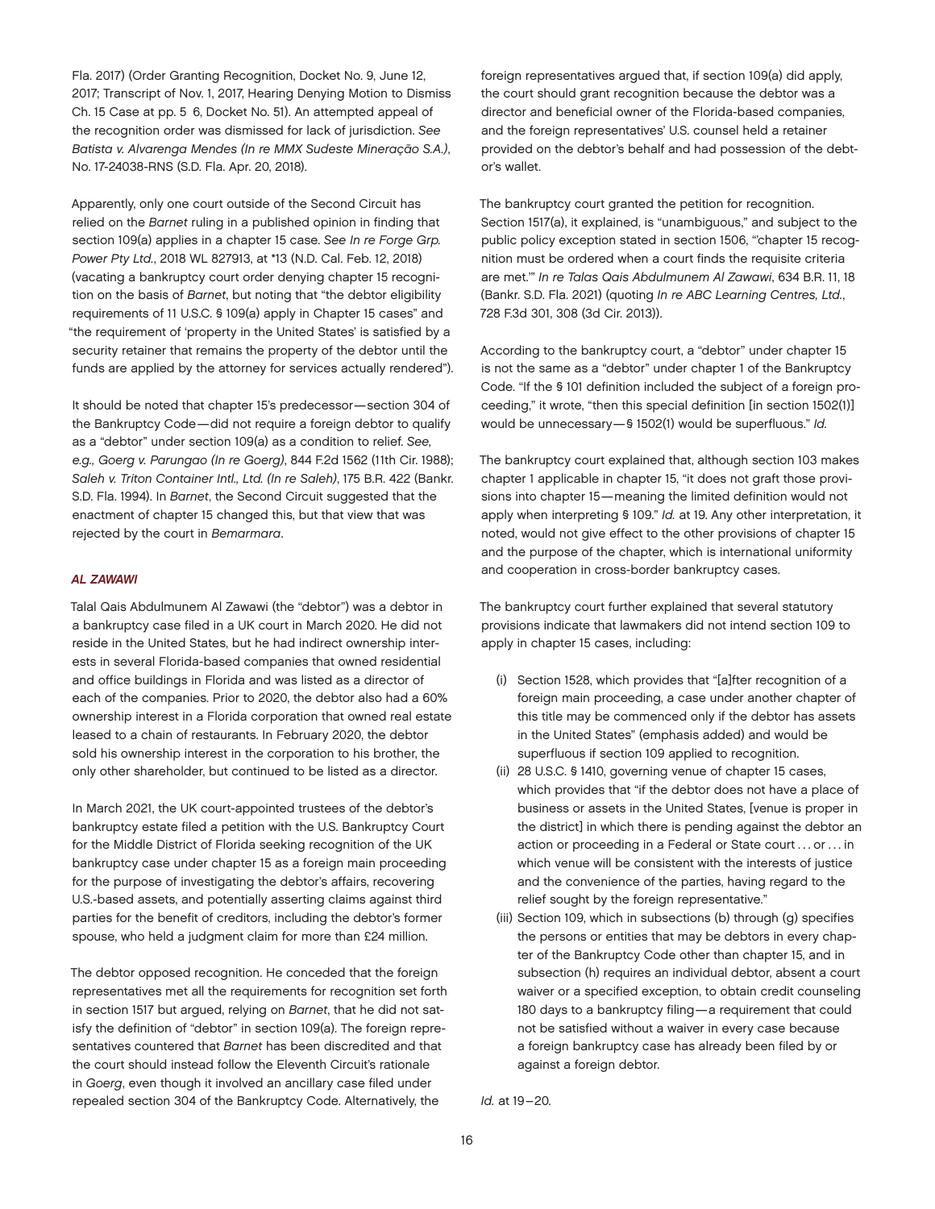Fla. 2017) (Order Granting Recognition, Docket No. 9, June 12, 2017; Transcript of Nov. 1, 2017, Hearing Denying Motion to Dismiss Ch. 15 Case at pp. 5 6, Docket No. 51). An attempted appeal of the recognition order was dismissed for lack of jurisdiction. *See Batista v. Alvarenga Mendes (In re MMX Sudeste Mineração S.A.)*, No. 17-24038-RNS (S.D. Fla. Apr. 20, 2018).

Apparently, only one court outside of the Second Circuit has relied on the *Barnet* ruling in a published opinion in finding that section 109(a) applies in a chapter 15 case. *See In re Forge Grp. Power Pty Ltd.*, 2018 WL 827913, at *13 (N.D. Cal. Feb. 12, 2018) (vacating a bankruptcy court order denying chapter 15 recognition on the basis of *Barnet*, but noting that "the debtor eligibility requirements of 11 U.S.C. § 109(a) apply in Chapter 15 cases" and "the requirement of 'property in the United States' is satisfied by a security retainer that remains the property of the debtor until the funds are applied by the attorney for services actually rendered").

It should be noted that chapter 15's predecessor—section 304 of the Bankruptcy Code—did not require a foreign debtor to qualify as a "debtor" under section 109(a) as a condition to relief. *See, e.g., Goerg v. Parungao (In re Goerg)*, 844 F.2d 1562 (11th Cir. 1988); *Saleh v. Triton Container Intl., Ltd. (In re Saleh)*, 175 B.R. 422 (Bankr. S.D. Fla. 1994). In *Barnet*, the Second Circuit suggested that the enactment of chapter 15 changed this, but that view that was rejected by the court in *Bemarmara*.

### *AL ZAWAWI*

Talal Qais Abdulmunem Al Zawawi (the "debtor") was a debtor in a bankruptcy case filed in a UK court in March 2020. He did not reside in the United States, but he had indirect ownership interests in several Florida-based companies that owned residential and office buildings in Florida and was listed as a director of each of the companies. Prior to 2020, the debtor also had a 60% ownership interest in a Florida corporation that owned real estate leased to a chain of restaurants. In February 2020, the debtor sold his ownership interest in the corporation to his brother, the only other shareholder, but continued to be listed as a director.

In March 2021, the UK court-appointed trustees of the debtor's bankruptcy estate filed a petition with the U.S. Bankruptcy Court for the Middle District of Florida seeking recognition of the UK bankruptcy case under chapter 15 as a foreign main proceeding for the purpose of investigating the debtor's affairs, recovering U.S.-based assets, and potentially asserting claims against third parties for the benefit of creditors, including the debtor's former spouse, who held a judgment claim for more than £24 million.

The debtor opposed recognition. He conceded that the foreign representatives met all the requirements for recognition set forth in section 1517 but argued, relying on *Barnet*, that he did not satisfy the definition of "debtor" in section 109(a). The foreign representatives countered that *Barnet* has been discredited and that the court should instead follow the Eleventh Circuit's rationale in *Goerg*, even though it involved an ancillary case filed under repealed section 304 of the Bankruptcy Code. Alternatively, the foreign representatives argued that, if section 109(a) did apply, the court should grant recognition because the debtor was a director and beneficial owner of the Florida-based companies, and the foreign representatives' U.S. counsel held a retainer provided on the debtor's behalf and had possession of the debtor's wallet.

The bankruptcy court granted the petition for recognition. Section 1517(a), it explained, is "unambiguous," and subject to the public policy exception stated in section 1506, "'chapter 15 recognition must be ordered when a court finds the requisite criteria are met.'" *In re Talas Qais Abdulmunem Al Zawawi*, 634 B.R. 11, 18 (Bankr. S.D. Fla. 2021) (quoting *In re ABC Learning Centres, Ltd.*, 728 F.3d 301, 308 (3d Cir. 2013)).

According to the bankruptcy court, a "debtor" under chapter 15 is not the same as a "debtor" under chapter 1 of the Bankruptcy Code. "If the § 101 definition included the subject of a foreign proceeding," it wrote, "then this special definition [in section 1502(1)] would be unnecessary—§ 1502(1) would be superfluous." *Id.*

The bankruptcy court explained that, although section 103 makes chapter 1 applicable in chapter 15, "it does not graft those provisions into chapter 15—meaning the limited definition would not apply when interpreting § 109." *Id.* at 19. Any other interpretation, it noted, would not give effect to the other provisions of chapter 15 and the purpose of the chapter, which is international uniformity and cooperation in cross-border bankruptcy cases.

The bankruptcy court further explained that several statutory provisions indicate that lawmakers did not intend section 109 to apply in chapter 15 cases, including:

- (i) Section 1528, which provides that "[a]fter recognition of a foreign main proceeding, a case under another chapter of this title may be commenced only if the debtor has assets in the United States" (emphasis added) and would be superfluous if section 109 applied to recognition.
- (ii) 28 U.S.C. § 1410, governing venue of chapter 15 cases, which provides that "if the debtor does not have a place of business or assets in the United States, [venue is proper in the district] in which there is pending against the debtor an action or proceeding in a Federal or State court . . . or . . . in which venue will be consistent with the interests of justice and the convenience of the parties, having regard to the relief sought by the foreign representative."
- (iii) Section 109, which in subsections (b) through (g) specifies the persons or entities that may be debtors in every chapter of the Bankruptcy Code other than chapter 15, and in subsection (h) requires an individual debtor, absent a court waiver or a specified exception, to obtain credit counseling 180 days to a bankruptcy filing—a requirement that could not be satisfied without a waiver in every case because a foreign bankruptcy case has already been filed by or against a foreign debtor.

*Id.* at 19–20.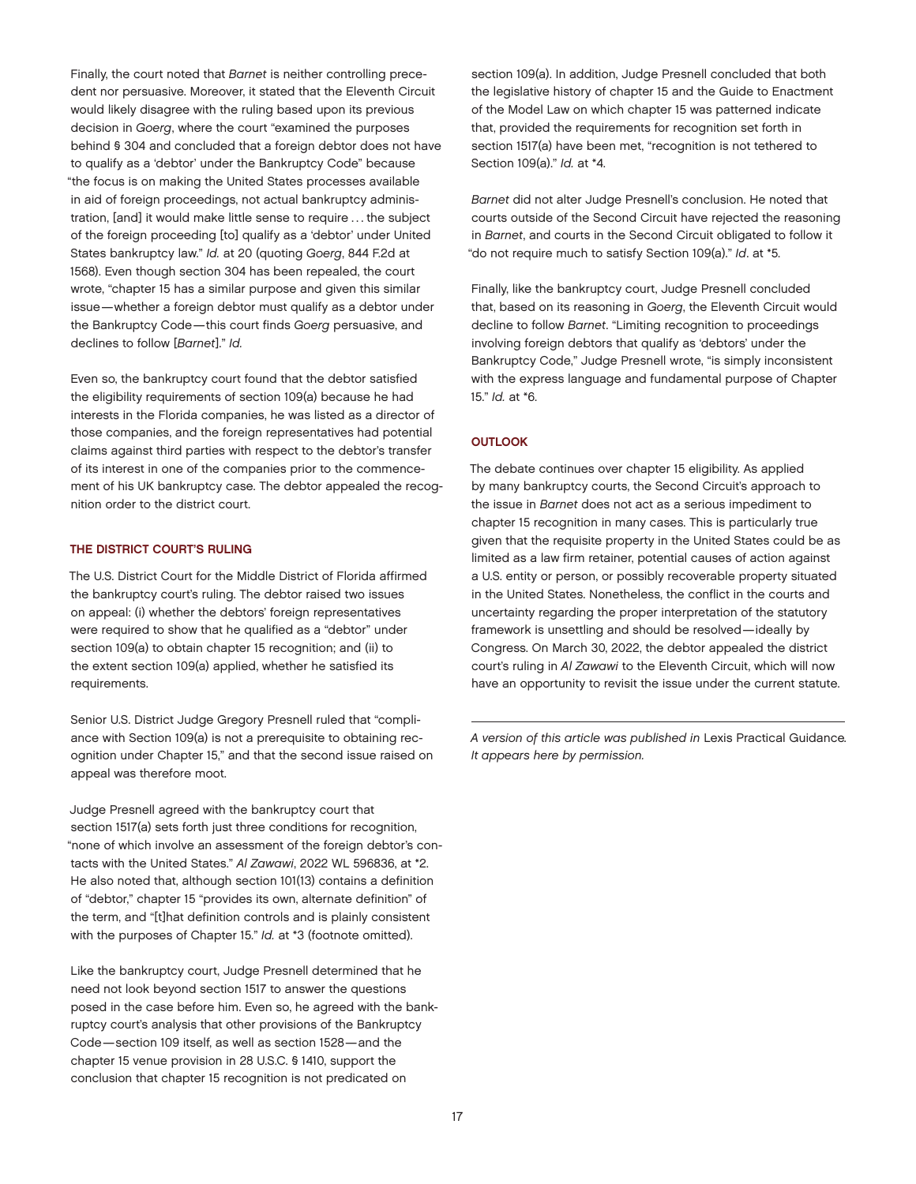Finally, the court noted that *Barnet* is neither controlling precedent nor persuasive. Moreover, it stated that the Eleventh Circuit would likely disagree with the ruling based upon its previous decision in *Goerg*, where the court "examined the purposes behind § 304 and concluded that a foreign debtor does not have to qualify as a 'debtor' under the Bankruptcy Code" because "the focus is on making the United States processes available in aid of foreign proceedings, not actual bankruptcy administration, [and] it would make little sense to require . . . the subject of the foreign proceeding [to] qualify as a 'debtor' under United States bankruptcy law." *Id.* at 20 (quoting *Goerg*, 844 F.2d at 1568). Even though section 304 has been repealed, the court wrote, "chapter 15 has a similar purpose and given this similar issue—whether a foreign debtor must qualify as a debtor under the Bankruptcy Code—this court finds *Goerg* persuasive, and declines to follow [*Barnet*]." *Id.*

Even so, the bankruptcy court found that the debtor satisfied the eligibility requirements of section 109(a) because he had interests in the Florida companies, he was listed as a director of those companies, and the foreign representatives had potential claims against third parties with respect to the debtor's transfer of its interest in one of the companies prior to the commencement of his UK bankruptcy case. The debtor appealed the recognition order to the district court.

## THE DISTRICT COURT'S RULING

The U.S. District Court for the Middle District of Florida affirmed the bankruptcy court's ruling. The debtor raised two issues on appeal: (i) whether the debtors' foreign representatives were required to show that he qualified as a "debtor" under section 109(a) to obtain chapter 15 recognition; and (ii) to the extent section 109(a) applied, whether he satisfied its requirements.

Senior U.S. District Judge Gregory Presnell ruled that "compliance with Section 109(a) is not a prerequisite to obtaining recognition under Chapter 15," and that the second issue raised on appeal was therefore moot.

Judge Presnell agreed with the bankruptcy court that section 1517(a) sets forth just three conditions for recognition, "none of which involve an assessment of the foreign debtor's contacts with the United States." *Al Zawawi*, 2022 WL 596836, at *2. He also noted that, although section 101(13) contains a definition of "debtor," chapter 15 "provides its own, alternate definition" of the term, and "[t]hat definition controls and is plainly consistent with the purposes of Chapter 15." *Id.* at *3 (footnote omitted).

Like the bankruptcy court, Judge Presnell determined that he need not look beyond section 1517 to answer the questions posed in the case before him. Even so, he agreed with the bankruptcy court's analysis that other provisions of the Bankruptcy Code—section 109 itself, as well as section 1528—and the chapter 15 venue provision in 28 U.S.C. § 1410, support the conclusion that chapter 15 recognition is not predicated on section 109(a). In addition, Judge Presnell concluded that both the legislative history of chapter 15 and the Guide to Enactment of the Model Law on which chapter 15 was patterned indicate that, provided the requirements for recognition set forth in section 1517(a) have been met, "recognition is not tethered to Section 109(a)." *Id.* at *4.

*Barnet* did not alter Judge Presnell's conclusion. He noted that courts outside of the Second Circuit have rejected the reasoning in *Barnet*, and courts in the Second Circuit obligated to follow it "do not require much to satisfy Section 109(a)." *Id*. at *5.

Finally, like the bankruptcy court, Judge Presnell concluded that, based on its reasoning in *Goerg*, the Eleventh Circuit would decline to follow *Barnet*. "Limiting recognition to proceedings involving foreign debtors that qualify as 'debtors' under the Bankruptcy Code," Judge Presnell wrote, "is simply inconsistent with the express language and fundamental purpose of Chapter 15." *Id.* at *6.

## OUTLOOK

The debate continues over chapter 15 eligibility. As applied by many bankruptcy courts, the Second Circuit's approach to the issue in *Barnet* does not act as a serious impediment to chapter 15 recognition in many cases. This is particularly true given that the requisite property in the United States could be as limited as a law firm retainer, potential causes of action against a U.S. entity or person, or possibly recoverable property situated in the United States. Nonetheless, the conflict in the courts and uncertainty regarding the proper interpretation of the statutory framework is unsettling and should be resolved—ideally by Congress. On March 30, 2022, the debtor appealed the district court's ruling in *Al Zawawi* to the Eleventh Circuit, which will now have an opportunity to revisit the issue under the current statute.

---

*A version of this article was published in* Lexis Practical Guidance*. It appears here by permission.*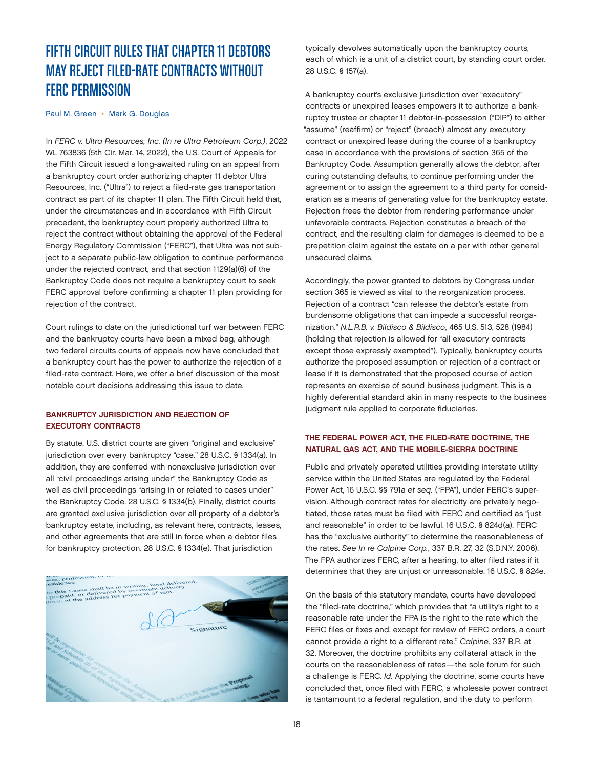# FIFTH CIRCUIT RULES THAT CHAPTER 11 DEBTORS MAY REJECT FILED-RATE CONTRACTS WITHOUT FERC PERMISSION

Paul M. Green • Mark G. Douglas

In *FERC v. Ultra Resources, Inc. (In re Ultra Petroleum Corp.)*, 2022 WL 763836 (5th Cir. Mar. 14, 2022), the U.S. Court of Appeals for the Fifth Circuit issued a long-awaited ruling on an appeal from a bankruptcy court order authorizing chapter 11 debtor Ultra Resources, Inc. ("Ultra") to reject a filed-rate gas transportation contract as part of its chapter 11 plan. The Fifth Circuit held that, under the circumstances and in accordance with Fifth Circuit precedent, the bankruptcy court properly authorized Ultra to reject the contract without obtaining the approval of the Federal Energy Regulatory Commission ("FERC"), that Ultra was not subject to a separate public-law obligation to continue performance under the rejected contract, and that section 1129(a)(6) of the Bankruptcy Code does not require a bankruptcy court to seek FERC approval before confirming a chapter 11 plan providing for rejection of the contract.

Court rulings to date on the jurisdictional turf war between FERC and the bankruptcy courts have been a mixed bag, although two federal circuits courts of appeals now have concluded that a bankruptcy court has the power to authorize the rejection of a filed-rate contract. Here, we offer a brief discussion of the most notable court decisions addressing this issue to date.

### BANKRUPTCY JURISDICTION AND REJECTION OF EXECUTORY CONTRACTS

By statute, U.S. district courts are given "original and exclusive" jurisdiction over every bankruptcy "case." 28 U.S.C. § 1334(a). In addition, they are conferred with nonexclusive jurisdiction over all "civil proceedings arising under" the Bankruptcy Code as well as civil proceedings "arising in or related to cases under" the Bankruptcy Code. 28 U.S.C. § 1334(b). Finally, district courts are granted exclusive jurisdiction over all property of a debtor's bankruptcy estate, including, as relevant here, contracts, leases, and other agreements that are still in force when a debtor files for bankruptcy protection. 28 U.S.C. § 1334(e). That jurisdiction typically devolves automatically upon the bankruptcy courts, each of which is a unit of a district court, by standing court order. 28 U.S.C. § 157(a).

A bankruptcy court's exclusive jurisdiction over "executory" contracts or unexpired leases empowers it to authorize a bankruptcy trustee or chapter 11 debtor-in-possession ("DIP") to either "assume" (reaffirm) or "reject" (breach) almost any executory contract or unexpired lease during the course of a bankruptcy case in accordance with the provisions of section 365 of the Bankruptcy Code. Assumption generally allows the debtor, after curing outstanding defaults, to continue performing under the agreement or to assign the agreement to a third party for consideration as a means of generating value for the bankruptcy estate. Rejection frees the debtor from rendering performance under unfavorable contracts. Rejection constitutes a breach of the contract, and the resulting claim for damages is deemed to be a prepetition claim against the estate on a par with other general unsecured claims.

Accordingly, the power granted to debtors by Congress under section 365 is viewed as vital to the reorganization process. Rejection of a contract "can release the debtor's estate from burdensome obligations that can impede a successful reorganization." *N.L.R.B. v. Bildisco & Bildisco*, 465 U.S. 513, 528 (1984) (holding that rejection is allowed for "all executory contracts except those expressly exempted"). Typically, bankruptcy courts authorize the proposed assumption or rejection of a contract or lease if it is demonstrated that the proposed course of action represents an exercise of sound business judgment. This is a highly deferential standard akin in many respects to the business judgment rule applied to corporate fiduciaries.

### THE FEDERAL POWER ACT, THE FILED-RATE DOCTRINE, THE NATURAL GAS ACT, AND THE MOBILE-SIERRA DOCTRINE

Public and privately operated utilities providing interstate utility service within the United States are regulated by the Federal Power Act, 16 U.S.C. §§ 791a *et seq.* ("FPA"), under FERC's supervision. Although contract rates for electricity are privately negotiated, those rates must be filed with FERC and certified as "just and reasonable" in order to be lawful. 16 U.S.C. § 824d(a). FERC has the "exclusive authority" to determine the reasonableness of the rates. *See In re Calpine Corp.*, 337 B.R. 27, 32 (S.D.N.Y. 2006). The FPA authorizes FERC, after a hearing, to alter filed rates if it determines that they are unjust or unreasonable. 16 U.S.C. § 824e.

On the basis of this statutory mandate, courts have developed the "filed-rate doctrine," which provides that "a utility's right to a reasonable rate under the FPA is the right to the rate which the FERC files or fixes and, except for review of FERC orders, a court cannot provide a right to a different rate." *Calpine*, 337 B.R. at 32. Moreover, the doctrine prohibits any collateral attack in the courts on the reasonableness of rates—the sole forum for such a challenge is FERC. *Id.* Applying the doctrine, some courts have concluded that, once filed with FERC, a wholesale power contract is tantamount to a federal regulation, and the duty to perform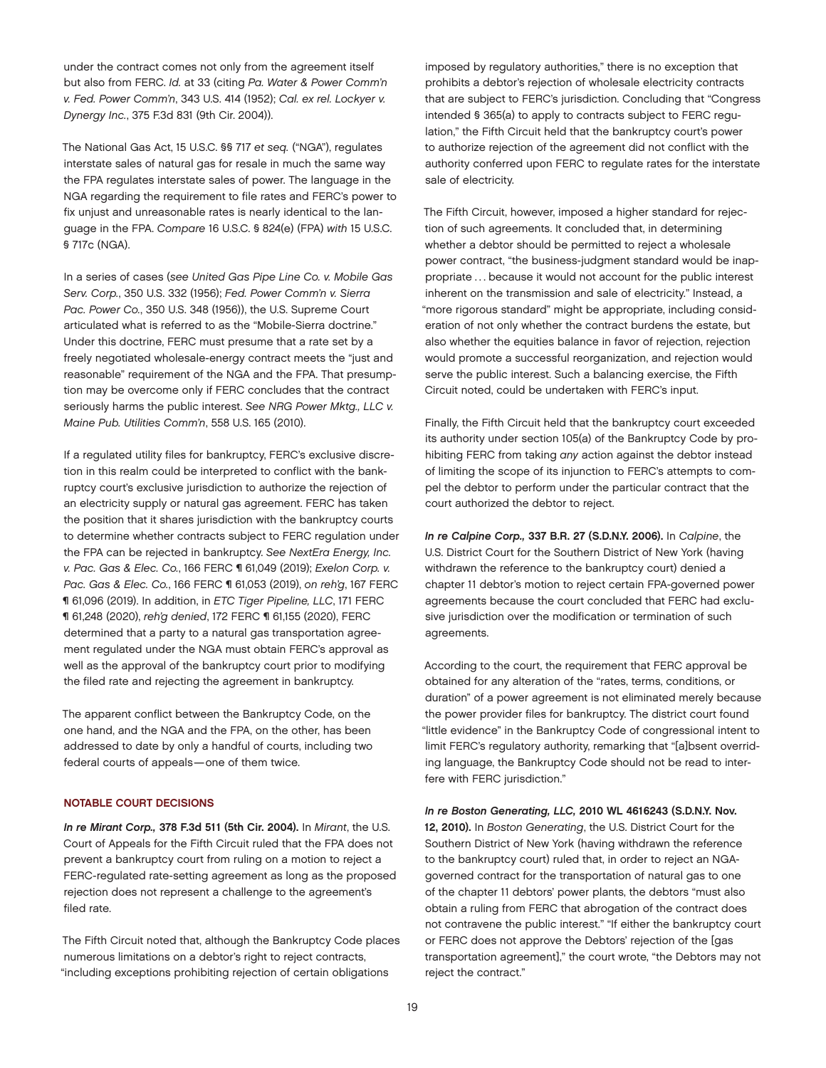under the contract comes not only from the agreement itself but also from FERC. *Id.* at 33 (citing *Pa. Water & Power Comm'n v. Fed. Power Comm'n*, 343 U.S. 414 (1952); *Cal. ex rel. Lockyer v. Dynergy Inc.*, 375 F.3d 831 (9th Cir. 2004)).

The National Gas Act, 15 U.S.C. §§ 717 *et seq.* ("NGA"), regulates interstate sales of natural gas for resale in much the same way the FPA regulates interstate sales of power. The language in the NGA regarding the requirement to file rates and FERC's power to fix unjust and unreasonable rates is nearly identical to the language in the FPA. *Compare* 16 U.S.C. § 824(e) (FPA) *with* 15 U.S.C. § 717c (NGA).

In a series of cases (*see United Gas Pipe Line Co. v. Mobile Gas Serv. Corp.*, 350 U.S. 332 (1956); *Fed. Power Comm'n v. Sierra Pac. Power Co.*, 350 U.S. 348 (1956)), the U.S. Supreme Court articulated what is referred to as the "Mobile-Sierra doctrine." Under this doctrine, FERC must presume that a rate set by a freely negotiated wholesale-energy contract meets the "just and reasonable" requirement of the NGA and the FPA. That presumption may be overcome only if FERC concludes that the contract seriously harms the public interest. *See NRG Power Mktg., LLC v. Maine Pub. Utilities Comm'n*, 558 U.S. 165 (2010).

If a regulated utility files for bankruptcy, FERC's exclusive discretion in this realm could be interpreted to conflict with the bankruptcy court's exclusive jurisdiction to authorize the rejection of an electricity supply or natural gas agreement. FERC has taken the position that it shares jurisdiction with the bankruptcy courts to determine whether contracts subject to FERC regulation under the FPA can be rejected in bankruptcy. *See NextEra Energy, Inc. v. Pac. Gas & Elec. Co.*, 166 FERC ¶ 61,049 (2019); *Exelon Corp. v. Pac. Gas & Elec. Co.*, 166 FERC ¶ 61,053 (2019), *on reh'g*, 167 FERC ¶ 61,096 (2019). In addition, in *ETC Tiger Pipeline, LLC*, 171 FERC ¶ 61,248 (2020), *reh'g denied*, 172 FERC ¶ 61,155 (2020), FERC determined that a party to a natural gas transportation agreement regulated under the NGA must obtain FERC's approval as well as the approval of the bankruptcy court prior to modifying the filed rate and rejecting the agreement in bankruptcy.

The apparent conflict between the Bankruptcy Code, on the one hand, and the NGA and the FPA, on the other, has been addressed to date by only a handful of courts, including two federal courts of appeals—one of them twice.

## NOTABLE COURT DECISIONS

***In re Mirant Corp.,* 378 F.3d 511 (5th Cir. 2004).** In *Mirant*, the U.S. Court of Appeals for the Fifth Circuit ruled that the FPA does not prevent a bankruptcy court from ruling on a motion to reject a FERC-regulated rate-setting agreement as long as the proposed rejection does not represent a challenge to the agreement's filed rate.

The Fifth Circuit noted that, although the Bankruptcy Code places numerous limitations on a debtor's right to reject contracts, "including exceptions prohibiting rejection of certain obligations imposed by regulatory authorities," there is no exception that prohibits a debtor's rejection of wholesale electricity contracts that are subject to FERC's jurisdiction. Concluding that "Congress intended § 365(a) to apply to contracts subject to FERC regulation," the Fifth Circuit held that the bankruptcy court's power to authorize rejection of the agreement did not conflict with the authority conferred upon FERC to regulate rates for the interstate sale of electricity.

The Fifth Circuit, however, imposed a higher standard for rejection of such agreements. It concluded that, in determining whether a debtor should be permitted to reject a wholesale power contract, "the business-judgment standard would be inappropriate . . . because it would not account for the public interest inherent on the transmission and sale of electricity." Instead, a "more rigorous standard" might be appropriate, including consideration of not only whether the contract burdens the estate, but also whether the equities balance in favor of rejection, rejection would promote a successful reorganization, and rejection would serve the public interest. Such a balancing exercise, the Fifth Circuit noted, could be undertaken with FERC's input.

Finally, the Fifth Circuit held that the bankruptcy court exceeded its authority under section 105(a) of the Bankruptcy Code by prohibiting FERC from taking *any* action against the debtor instead of limiting the scope of its injunction to FERC's attempts to compel the debtor to perform under the particular contract that the court authorized the debtor to reject.

***In re Calpine Corp.,* 337 B.R. 27 (S.D.N.Y. 2006).** In *Calpine*, the U.S. District Court for the Southern District of New York (having withdrawn the reference to the bankruptcy court) denied a chapter 11 debtor's motion to reject certain FPA-governed power agreements because the court concluded that FERC had exclusive jurisdiction over the modification or termination of such agreements.

According to the court, the requirement that FERC approval be obtained for any alteration of the "rates, terms, conditions, or duration" of a power agreement is not eliminated merely because the power provider files for bankruptcy. The district court found "little evidence" in the Bankruptcy Code of congressional intent to limit FERC's regulatory authority, remarking that "[a]bsent overriding language, the Bankruptcy Code should not be read to interfere with FERC jurisdiction."

***In re Boston Generating, LLC,* 2010 WL 4616243 (S.D.N.Y. Nov. 12, 2010).** In *Boston Generating*, the U.S. District Court for the Southern District of New York (having withdrawn the reference to the bankruptcy court) ruled that, in order to reject an NGA-governed contract for the transportation of natural gas to one of the chapter 11 debtors' power plants, the debtors "must also obtain a ruling from FERC that abrogation of the contract does not contravene the public interest." "If either the bankruptcy court or FERC does not approve the Debtors' rejection of the [gas transportation agreement]," the court wrote, "the Debtors may not reject the contract."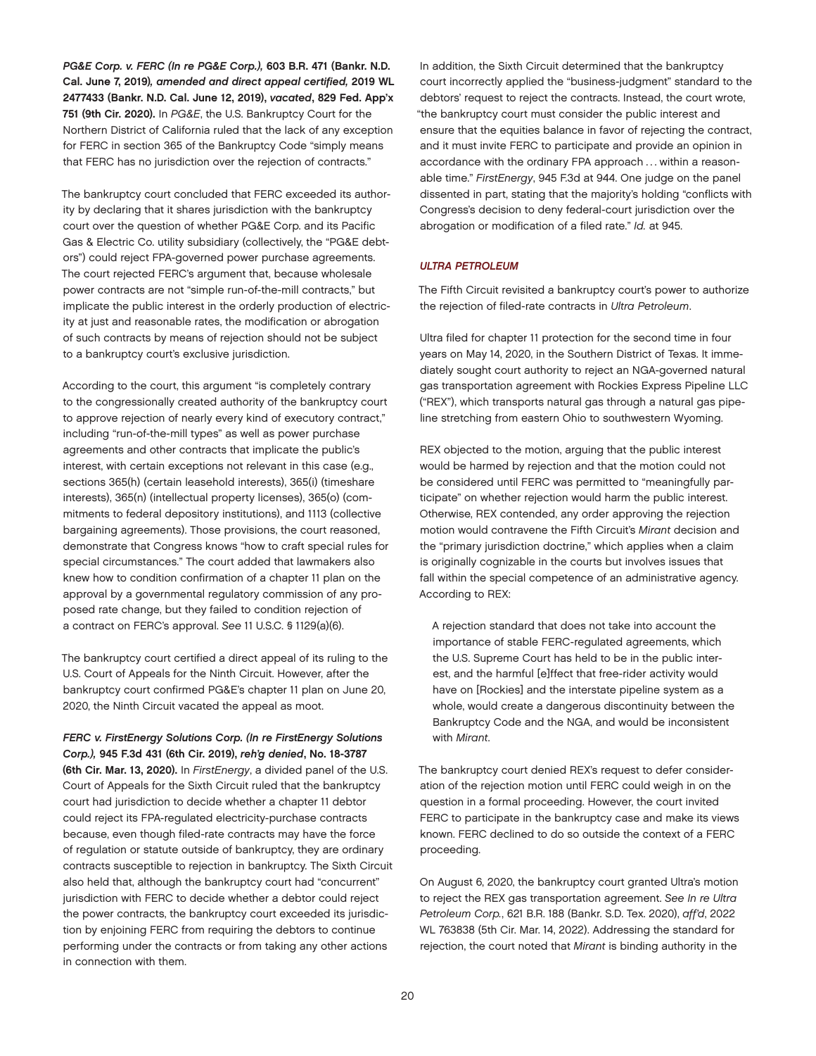***PG&E Corp. v. FERC (In re PG&E Corp.),* 603 B.R. 471 (Bankr. N.D. Cal. June 7, 2019), *amended and direct appeal certified,* 2019 WL 2477433 (Bankr. N.D. Cal. June 12, 2019), *vacated*, 829 Fed. App'x 751 (9th Cir. 2020).** In *PG&E*, the U.S. Bankruptcy Court for the Northern District of California ruled that the lack of any exception for FERC in section 365 of the Bankruptcy Code "simply means that FERC has no jurisdiction over the rejection of contracts."

The bankruptcy court concluded that FERC exceeded its authority by declaring that it shares jurisdiction with the bankruptcy court over the question of whether PG&E Corp. and its Pacific Gas & Electric Co. utility subsidiary (collectively, the "PG&E debtors") could reject FPA-governed power purchase agreements. The court rejected FERC's argument that, because wholesale power contracts are not "simple run-of-the-mill contracts," but implicate the public interest in the orderly production of electricity at just and reasonable rates, the modification or abrogation of such contracts by means of rejection should not be subject to a bankruptcy court's exclusive jurisdiction.

According to the court, this argument "is completely contrary to the congressionally created authority of the bankruptcy court to approve rejection of nearly every kind of executory contract," including "run-of-the-mill types" as well as power purchase agreements and other contracts that implicate the public's interest, with certain exceptions not relevant in this case (e.g., sections 365(h) (certain leasehold interests), 365(i) (timeshare interests), 365(n) (intellectual property licenses), 365(o) (commitments to federal depository institutions), and 1113 (collective bargaining agreements). Those provisions, the court reasoned, demonstrate that Congress knows "how to craft special rules for special circumstances." The court added that lawmakers also knew how to condition confirmation of a chapter 11 plan on the approval by a governmental regulatory commission of any proposed rate change, but they failed to condition rejection of a contract on FERC's approval. *See* 11 U.S.C. § 1129(a)(6).

The bankruptcy court certified a direct appeal of its ruling to the U.S. Court of Appeals for the Ninth Circuit. However, after the bankruptcy court confirmed PG&E's chapter 11 plan on June 20, 2020, the Ninth Circuit vacated the appeal as moot.

***FERC v. FirstEnergy Solutions Corp. (In re FirstEnergy Solutions Corp.),* 945 F.3d 431 (6th Cir. 2019), *reh'g denied*, No. 18-3787 (6th Cir. Mar. 13, 2020).** In *FirstEnergy*, a divided panel of the U.S. Court of Appeals for the Sixth Circuit ruled that the bankruptcy court had jurisdiction to decide whether a chapter 11 debtor could reject its FPA-regulated electricity-purchase contracts because, even though filed-rate contracts may have the force of regulation or statute outside of bankruptcy, they are ordinary contracts susceptible to rejection in bankruptcy. The Sixth Circuit also held that, although the bankruptcy court had "concurrent" jurisdiction with FERC to decide whether a debtor could reject the power contracts, the bankruptcy court exceeded its jurisdiction by enjoining FERC from requiring the debtors to continue performing under the contracts or from taking any other actions in connection with them.

In addition, the Sixth Circuit determined that the bankruptcy court incorrectly applied the "business-judgment" standard to the debtors' request to reject the contracts. Instead, the court wrote, "the bankruptcy court must consider the public interest and ensure that the equities balance in favor of rejecting the contract, and it must invite FERC to participate and provide an opinion in accordance with the ordinary FPA approach . . . within a reasonable time." *FirstEnergy*, 945 F.3d at 944. One judge on the panel dissented in part, stating that the majority's holding "conflicts with Congress's decision to deny federal-court jurisdiction over the abrogation or modification of a filed rate." *Id.* at 945.

### *ULTRA PETROLEUM*

The Fifth Circuit revisited a bankruptcy court's power to authorize the rejection of filed-rate contracts in *Ultra Petroleum*.

Ultra filed for chapter 11 protection for the second time in four years on May 14, 2020, in the Southern District of Texas. It immediately sought court authority to reject an NGA-governed natural gas transportation agreement with Rockies Express Pipeline LLC ("REX"), which transports natural gas through a natural gas pipeline stretching from eastern Ohio to southwestern Wyoming.

REX objected to the motion, arguing that the public interest would be harmed by rejection and that the motion could not be considered until FERC was permitted to "meaningfully participate" on whether rejection would harm the public interest. Otherwise, REX contended, any order approving the rejection motion would contravene the Fifth Circuit's *Mirant* decision and the "primary jurisdiction doctrine," which applies when a claim is originally cognizable in the courts but involves issues that fall within the special competence of an administrative agency. According to REX:

> A rejection standard that does not take into account the importance of stable FERC-regulated agreements, which the U.S. Supreme Court has held to be in the public interest, and the harmful [e]ffect that free-rider activity would have on [Rockies] and the interstate pipeline system as a whole, would create a dangerous discontinuity between the Bankruptcy Code and the NGA, and would be inconsistent with *Mirant*.

The bankruptcy court denied REX's request to defer consideration of the rejection motion until FERC could weigh in on the question in a formal proceeding. However, the court invited FERC to participate in the bankruptcy case and make its views known. FERC declined to do so outside the context of a FERC proceeding.

On August 6, 2020, the bankruptcy court granted Ultra's motion to reject the REX gas transportation agreement. *See In re Ultra Petroleum Corp.*, 621 B.R. 188 (Bankr. S.D. Tex. 2020), *aff'd*, 2022 WL 763838 (5th Cir. Mar. 14, 2022). Addressing the standard for rejection, the court noted that *Mirant* is binding authority in the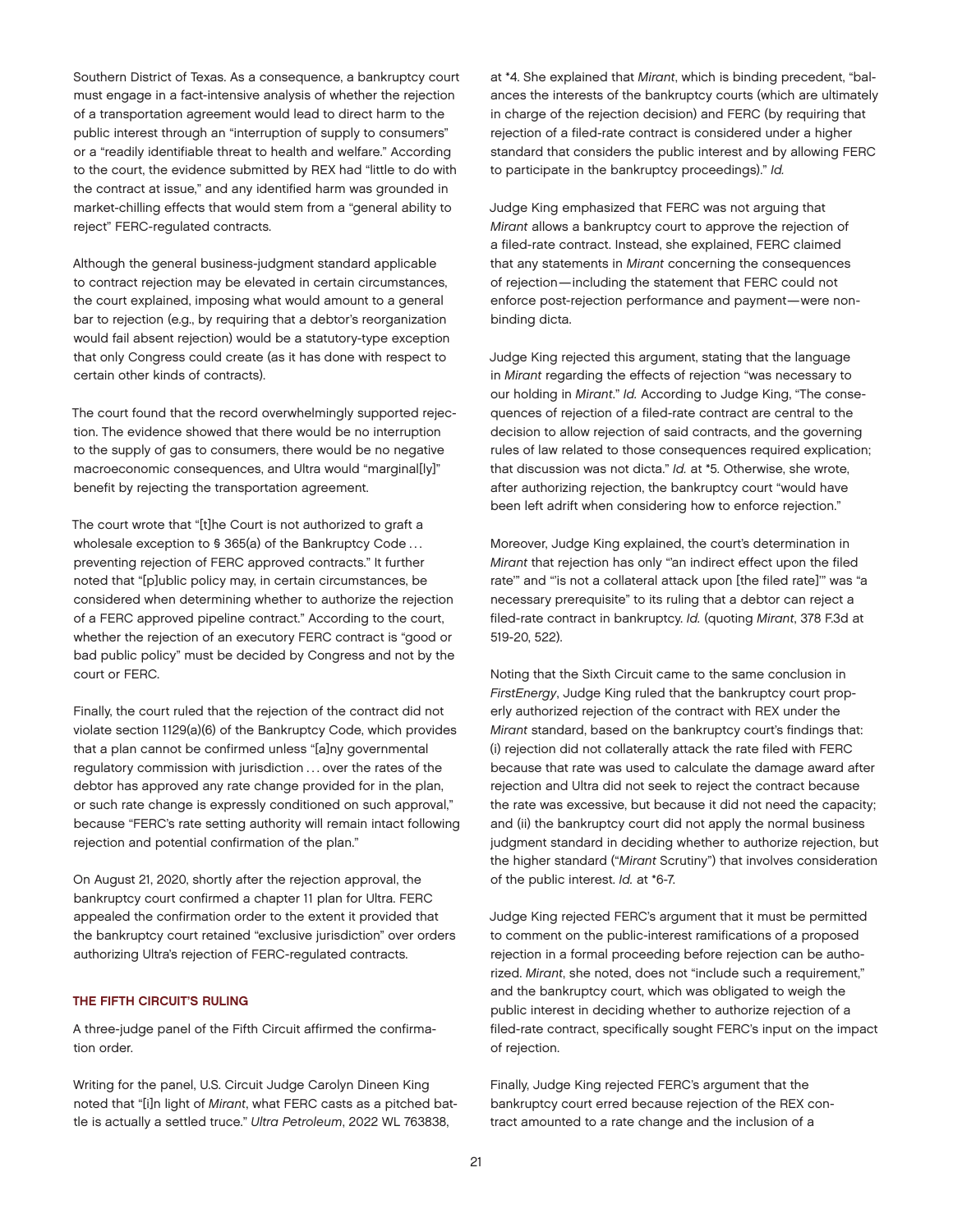Southern District of Texas. As a consequence, a bankruptcy court must engage in a fact-intensive analysis of whether the rejection of a transportation agreement would lead to direct harm to the public interest through an "interruption of supply to consumers" or a "readily identifiable threat to health and welfare." According to the court, the evidence submitted by REX had "little to do with the contract at issue," and any identified harm was grounded in market-chilling effects that would stem from a "general ability to reject" FERC-regulated contracts.

Although the general business-judgment standard applicable to contract rejection may be elevated in certain circumstances, the court explained, imposing what would amount to a general bar to rejection (e.g., by requiring that a debtor's reorganization would fail absent rejection) would be a statutory-type exception that only Congress could create (as it has done with respect to certain other kinds of contracts).

The court found that the record overwhelmingly supported rejection. The evidence showed that there would be no interruption to the supply of gas to consumers, there would be no negative macroeconomic consequences, and Ultra would "marginal[ly]" benefit by rejecting the transportation agreement.

The court wrote that "[t]he Court is not authorized to graft a wholesale exception to § 365(a) of the Bankruptcy Code . . . preventing rejection of FERC approved contracts." It further noted that "[p]ublic policy may, in certain circumstances, be considered when determining whether to authorize the rejection of a FERC approved pipeline contract." According to the court, whether the rejection of an executory FERC contract is "good or bad public policy" must be decided by Congress and not by the court or FERC.

Finally, the court ruled that the rejection of the contract did not violate section 1129(a)(6) of the Bankruptcy Code, which provides that a plan cannot be confirmed unless "[a]ny governmental regulatory commission with jurisdiction . . . over the rates of the debtor has approved any rate change provided for in the plan, or such rate change is expressly conditioned on such approval," because "FERC's rate setting authority will remain intact following rejection and potential confirmation of the plan."

On August 21, 2020, shortly after the rejection approval, the bankruptcy court confirmed a chapter 11 plan for Ultra. FERC appealed the confirmation order to the extent it provided that the bankruptcy court retained "exclusive jurisdiction" over orders authorizing Ultra's rejection of FERC-regulated contracts.

## THE FIFTH CIRCUIT'S RULING

A three-judge panel of the Fifth Circuit affirmed the confirmation order.

Writing for the panel, U.S. Circuit Judge Carolyn Dineen King noted that "[i]n light of *Mirant*, what FERC casts as a pitched battle is actually a settled truce." *Ultra Petroleum*, 2022 WL 763838, at *4. She explained that *Mirant*, which is binding precedent, "balances the interests of the bankruptcy courts (which are ultimately in charge of the rejection decision) and FERC (by requiring that rejection of a filed-rate contract is considered under a higher standard that considers the public interest and by allowing FERC to participate in the bankruptcy proceedings)." *Id.*

Judge King emphasized that FERC was not arguing that *Mirant* allows a bankruptcy court to approve the rejection of a filed-rate contract. Instead, she explained, FERC claimed that any statements in *Mirant* concerning the consequences of rejection—including the statement that FERC could not enforce post-rejection performance and payment—were non-binding dicta.

Judge King rejected this argument, stating that the language in *Mirant* regarding the effects of rejection "was necessary to our holding in *Mirant*." *Id.* According to Judge King, "The consequences of rejection of a filed-rate contract are central to the decision to allow rejection of said contracts, and the governing rules of law related to those consequences required explication; that discussion was not dicta." *Id.* at *5. Otherwise, she wrote, after authorizing rejection, the bankruptcy court "would have been left adrift when considering how to enforce rejection."

Moreover, Judge King explained, the court's determination in *Mirant* that rejection has only "'an indirect effect upon the filed rate'" and "'is not a collateral attack upon [the filed rate]'" was "a necessary prerequisite" to its ruling that a debtor can reject a filed-rate contract in bankruptcy. *Id.* (quoting *Mirant*, 378 F.3d at 519-20, 522).

Noting that the Sixth Circuit came to the same conclusion in *FirstEnergy*, Judge King ruled that the bankruptcy court properly authorized rejection of the contract with REX under the *Mirant* standard, based on the bankruptcy court's findings that: (i) rejection did not collaterally attack the rate filed with FERC because that rate was used to calculate the damage award after rejection and Ultra did not seek to reject the contract because the rate was excessive, but because it did not need the capacity; and (ii) the bankruptcy court did not apply the normal business judgment standard in deciding whether to authorize rejection, but the higher standard ("*Mirant* Scrutiny") that involves consideration of the public interest. *Id.* at *6-7.

Judge King rejected FERC's argument that it must be permitted to comment on the public-interest ramifications of a proposed rejection in a formal proceeding before rejection can be authorized. *Mirant*, she noted, does not "include such a requirement," and the bankruptcy court, which was obligated to weigh the public interest in deciding whether to authorize rejection of a filed-rate contract, specifically sought FERC's input on the impact of rejection.

Finally, Judge King rejected FERC's argument that the bankruptcy court erred because rejection of the REX contract amounted to a rate change and the inclusion of a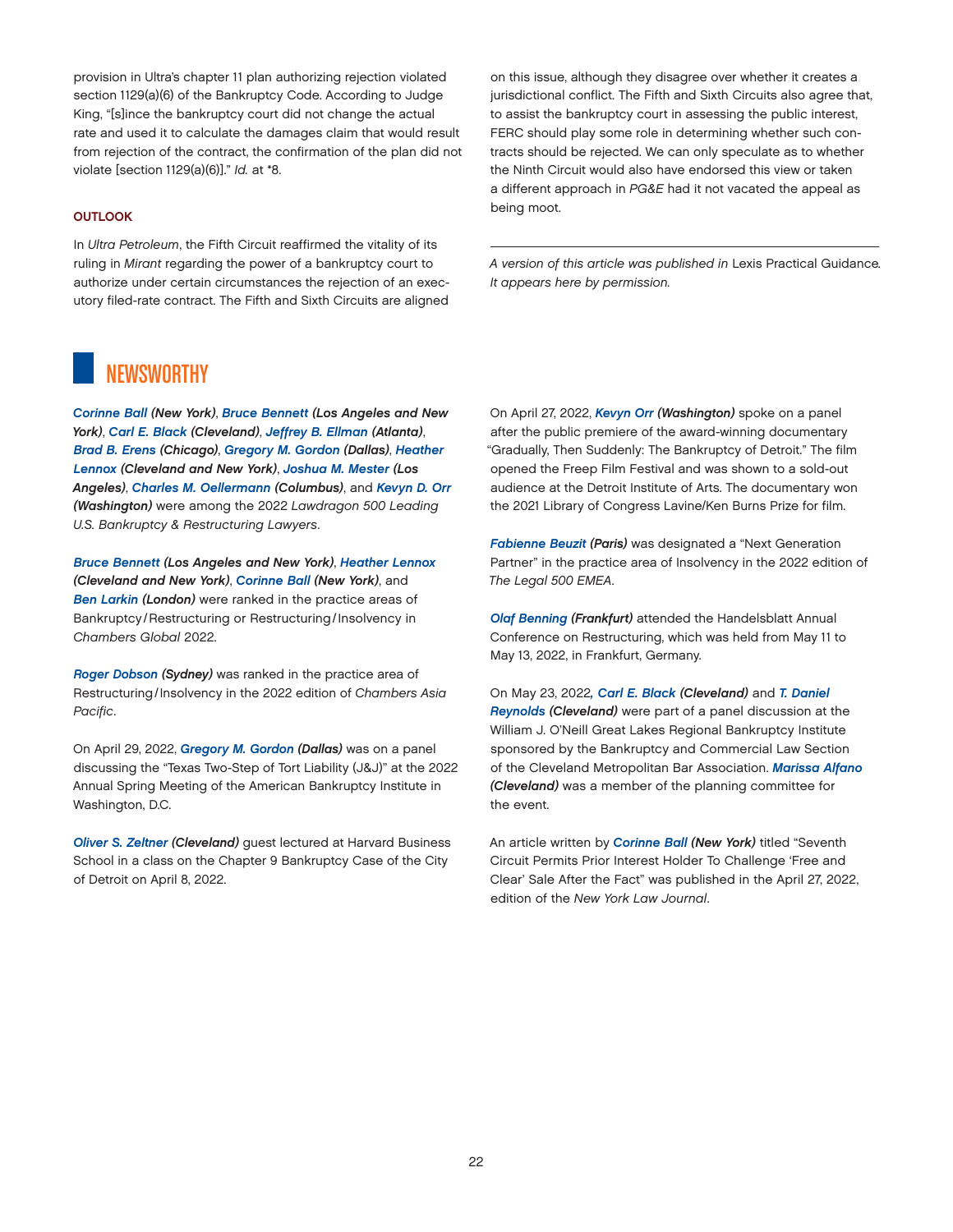provision in Ultra's chapter 11 plan authorizing rejection violated section 1129(a)(6) of the Bankruptcy Code. According to Judge King, "[s]ince the bankruptcy court did not change the actual rate and used it to calculate the damages claim that would result from rejection of the contract, the confirmation of the plan did not violate [section 1129(a)(6)]." *Id.* at *8.

### OUTLOOK

In *Ultra Petroleum*, the Fifth Circuit reaffirmed the vitality of its ruling in *Mirant* regarding the power of a bankruptcy court to authorize under certain circumstances the rejection of an executory filed-rate contract. The Fifth and Sixth Circuits are aligned on this issue, although they disagree over whether it creates a jurisdictional conflict. The Fifth and Sixth Circuits also agree that, to assist the bankruptcy court in assessing the public interest, FERC should play some role in determining whether such contracts should be rejected. We can only speculate as to whether the Ninth Circuit would also have endorsed this view or taken a different approach in *PG&E* had it not vacated the appeal as being moot.

---

*A version of this article was published in* Lexis Practical Guidance. *It appears here by permission.*

## NEWSWORTHY

***Corinne Ball (New York)***, ***Bruce Bennett (Los Angeles and New York)***, ***Carl E. Black (Cleveland)***, ***Jeffrey B. Ellman (Atlanta)***, ***Brad B. Erens (Chicago)***, ***Gregory M. Gordon (Dallas)***, ***Heather Lennox (Cleveland and New York)***, ***Joshua M. Mester (Los Angeles)***, ***Charles M. Oellermann (Columbus)***, and ***Kevyn D. Orr (Washington)*** were among the 2022 *Lawdragon 500 Leading U.S. Bankruptcy & Restructuring Lawyers*.

***Bruce Bennett (Los Angeles and New York)***, ***Heather Lennox (Cleveland and New York)***, ***Corinne Ball (New York)***, and ***Ben Larkin (London)*** were ranked in the practice areas of Bankruptcy/Restructuring or Restructuring/Insolvency in *Chambers Global* 2022.

***Roger Dobson (Sydney)*** was ranked in the practice area of Restructuring/Insolvency in the 2022 edition of *Chambers Asia Pacific*.

On April 29, 2022, ***Gregory M. Gordon (Dallas)*** was on a panel discussing the "Texas Two-Step of Tort Liability (J&J)" at the 2022 Annual Spring Meeting of the American Bankruptcy Institute in Washington, D.C.

***Oliver S. Zeltner (Cleveland)*** guest lectured at Harvard Business School in a class on the Chapter 9 Bankruptcy Case of the City of Detroit on April 8, 2022.

On April 27, 2022, ***Kevyn Orr (Washington)*** spoke on a panel after the public premiere of the award-winning documentary "Gradually, Then Suddenly: The Bankruptcy of Detroit." The film opened the Freep Film Festival and was shown to a sold-out audience at the Detroit Institute of Arts. The documentary won the 2021 Library of Congress Lavine/Ken Burns Prize for film.

***Fabienne Beuzit (Paris)*** was designated a "Next Generation Partner" in the practice area of Insolvency in the 2022 edition of *The Legal 500 EMEA*.

***Olaf Benning (Frankfurt)*** attended the Handelsblatt Annual Conference on Restructuring, which was held from May 11 to May 13, 2022, in Frankfurt, Germany.

On May 23, 2022, ***Carl E. Black (Cleveland)*** and ***T. Daniel Reynolds (Cleveland)*** were part of a panel discussion at the William J. O'Neill Great Lakes Regional Bankruptcy Institute sponsored by the Bankruptcy and Commercial Law Section of the Cleveland Metropolitan Bar Association. ***Marissa Alfano (Cleveland)*** was a member of the planning committee for the event.

An article written by ***Corinne Ball (New York)*** titled "Seventh Circuit Permits Prior Interest Holder To Challenge 'Free and Clear' Sale After the Fact" was published in the April 27, 2022, edition of the *New York Law Journal*.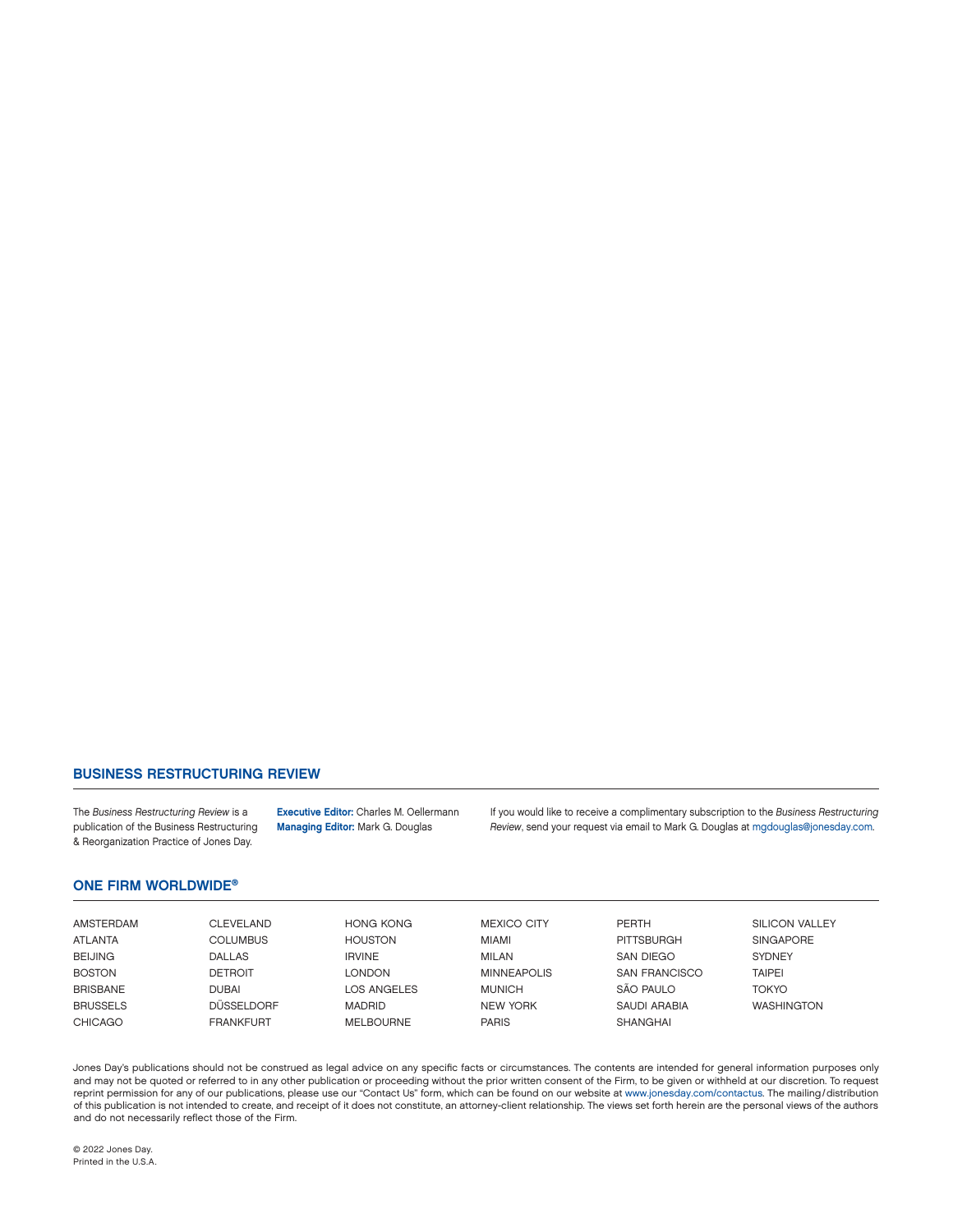## BUSINESS RESTRUCTURING REVIEW

The *Business Restructuring Review* is a publication of the Business Restructuring & Reorganization Practice of Jones Day.

**Executive Editor:** Charles M. Oellermann
**Managing Editor:** Mark G. Douglas

If you would like to receive a complimentary subscription to the *Business Restructuring Review*, send your request via email to Mark G. Douglas at mgdouglas@jonesday.com.

## ONE FIRM WORLDWIDE®

| | | | | | |
|---|---|---|---|---|---|
| AMSTERDAM | CLEVELAND | HONG KONG | MEXICO CITY | PERTH | SILICON VALLEY |
| ATLANTA | COLUMBUS | HOUSTON | MIAMI | PITTSBURGH | SINGAPORE |
| BEIJING | DALLAS | IRVINE | MILAN | SAN DIEGO | SYDNEY |
| BOSTON | DETROIT | LONDON | MINNEAPOLIS | SAN FRANCISCO | TAIPEI |
| BRISBANE | DUBAI | LOS ANGELES | MUNICH | SÃO PAULO | TOKYO |
| BRUSSELS | DÜSSELDORF | MADRID | NEW YORK | SAUDI ARABIA | WASHINGTON |
| CHICAGO | FRANKFURT | MELBOURNE | PARIS | SHANGHAI | |

Jones Day's publications should not be construed as legal advice on any specific facts or circumstances. The contents are intended for general information purposes only and may not be quoted or referred to in any other publication or proceeding without the prior written consent of the Firm, to be given or withheld at our discretion. To request reprint permission for any of our publications, please use our "Contact Us" form, which can be found on our website at www.jonesday.com/contactus. The mailing/distribution of this publication is not intended to create, and receipt of it does not constitute, an attorney-client relationship. The views set forth herein are the personal views of the authors and do not necessarily reflect those of the Firm.

© 2022 Jones Day.
Printed in the U.S.A.